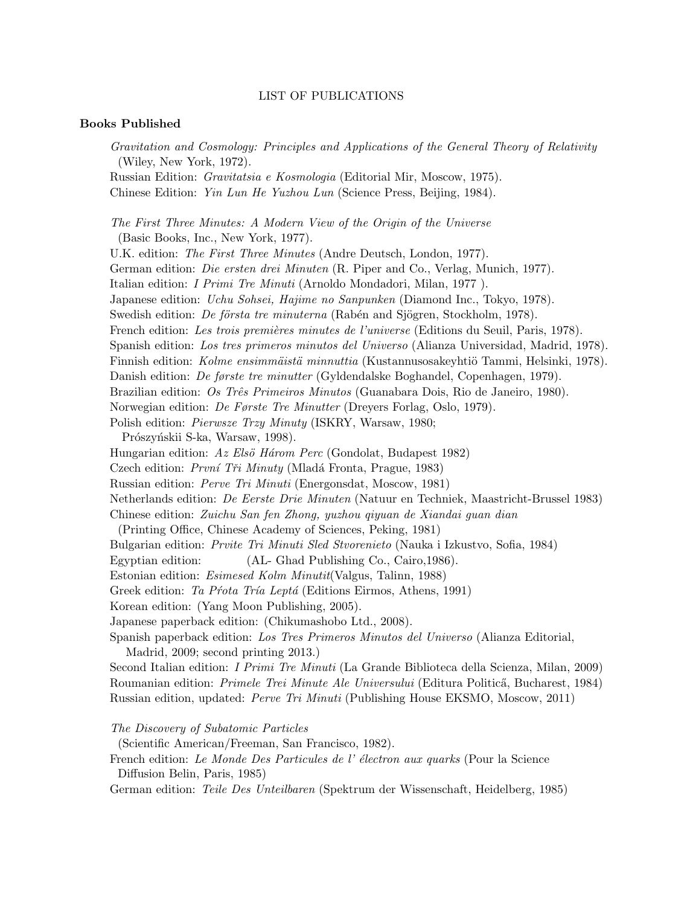# LIST OF PUBLICATIONS

## Books Published

*Gravitation and Cosmology: Principles and Applications of the General Theory of Relativity* (Wiley, New York, 1972).
Russian Edition: *Gravitatsia e Kosmologia* (Editorial Mir, Moscow, 1975).
Chinese Edition: *Yin Lun He Yuzhou Lun* (Science Press, Beijing, 1984).

*The First Three Minutes: A Modern View of the Origin of the Universe* (Basic Books, Inc., New York, 1977).
U.K. edition: *The First Three Minutes* (Andre Deutsch, London, 1977).
German edition: *Die ersten drei Minuten* (R. Piper and Co., Verlag, Munich, 1977).
Italian edition: *I Primi Tre Minuti* (Arnoldo Mondadori, Milan, 1977 ).
Japanese edition: *Uchu Sohsei, Hajime no Sanpunken* (Diamond Inc., Tokyo, 1978).
Swedish edition: *De första tre minuterna* (Rabén and Sjögren, Stockholm, 1978).
French edition: *Les trois premières minutes de l'universe* (Editions du Seuil, Paris, 1978).
Spanish edition: *Los tres primeros minutos del Universo* (Alianza Universidad, Madrid, 1978).
Finnish edition: *Kolme ensimmäistä minnuttia* (Kustannusosakeyhtiö Tammi, Helsinki, 1978).
Danish edition: *De første tre minutter* (Gyldendalske Boghandel, Copenhagen, 1979).
Brazilian edition: *Os Três Primeiros Minutos* (Guanabara Dois, Rio de Janeiro, 1980).
Norwegian edition: *De Første Tre Minutter* (Dreyers Forlag, Oslo, 1979).
Polish edition: *Pierwsze Trzy Minuty* (ISKRY, Warsaw, 1980; Prószyńskii S-ka, Warsaw, 1998).
Hungarian edition: *Az Elsö Három Perc* (Gondolat, Budapest 1982)
Czech edition: *První Tři Minuty* (Mladá Fronta, Prague, 1983)
Russian edition: *Perve Tri Minuti* (Energonsdat, Moscow, 1981)
Netherlands edition: *De Eerste Drie Minuten* (Natuur en Techniek, Maastricht-Brussel 1983)
Chinese edition: *Zuichu San fen Zhong, yuzhou qiyuan de Xiandai guan dian* (Printing Office, Chinese Academy of Sciences, Peking, 1981)
Bulgarian edition: *Prvite Tri Minuti Sled Stvorenieto* (Nauka i Izkustvo, Sofia, 1984)
Egyptian edition: (AL- Ghad Publishing Co., Cairo,1986).
Estonian edition: *Esimesed Kolm Minutit*(Valgus, Talinn, 1988)
Greek edition: *Ta Prota Tría Leptá* (Editions Eirmos, Athens, 1991)
Korean edition: (Yang Moon Publishing, 2005).
Japanese paperback edition: (Chikumashobo Ltd., 2008).
Spanish paperback edition: *Los Tres Primeros Minutos del Universo* (Alianza Editorial, Madrid, 2009; second printing 2013.)
Second Italian edition: *I Primi Tre Minuti* (La Grande Biblioteca della Scienza, Milan, 2009)
Roumanian edition: *Primele Trei Minute Ale Universului* (Editura Politică, Bucharest, 1984)
Russian edition, updated: *Perve Tri Minuti* (Publishing House EKSMO, Moscow, 2011)

*The Discovery of Subatomic Particles* (Scientific American/Freeman, San Francisco, 1982).
French edition: *Le Monde Des Particules de l' électron aux quarks* (Pour la Science Diffusion Belin, Paris, 1985)
German edition: *Teile Des Unteilbaren* (Spektrum der Wissenschaft, Heidelberg, 1985)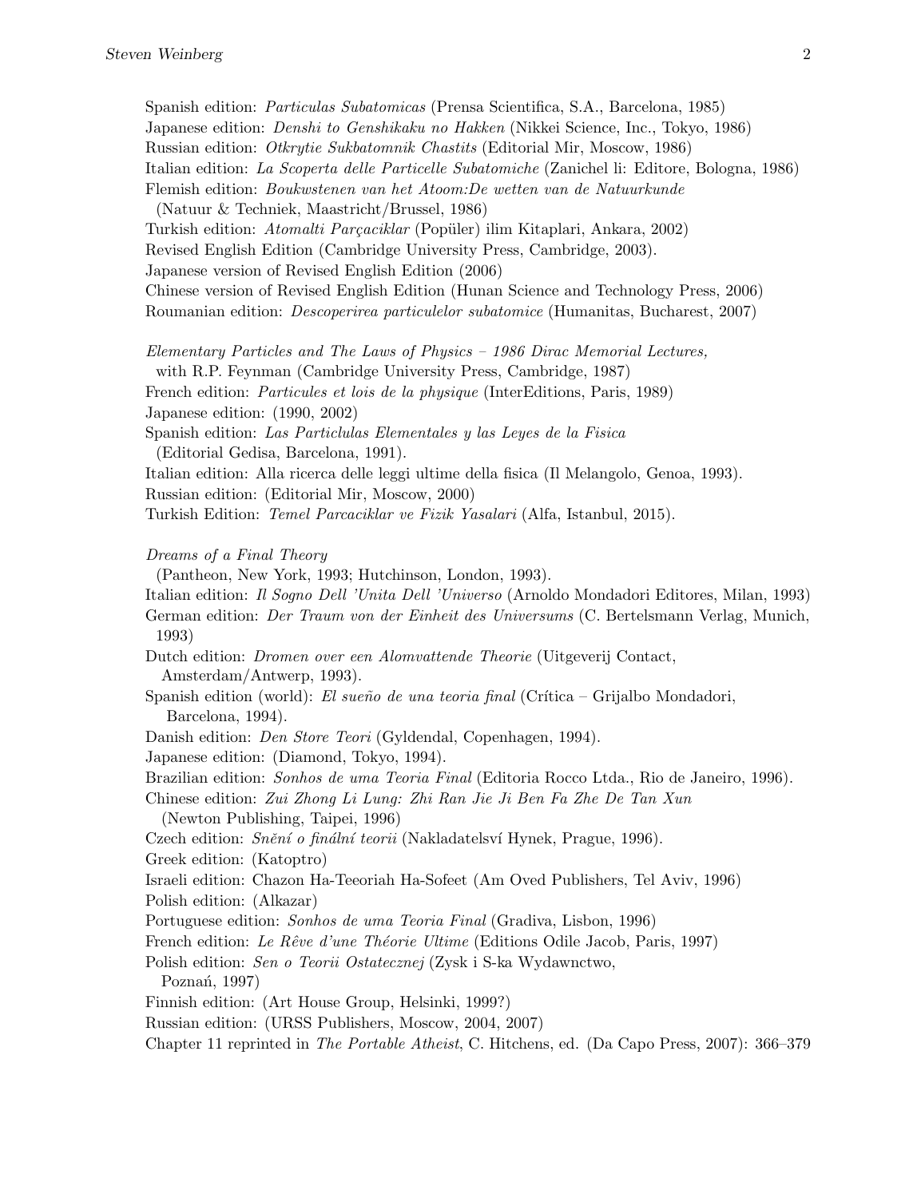Spanish edition: *Particulas Subatomicas* (Prensa Scientifica, S.A., Barcelona, 1985)
Japanese edition: *Denshi to Genshikaku no Hakken* (Nikkei Science, Inc., Tokyo, 1986)
Russian edition: *Otkrytie Sukbatomnik Chastits* (Editorial Mir, Moscow, 1986)
Italian edition: *La Scoperta delle Particelle Subatomiche* (Zanichel li: Editore, Bologna, 1986)
Flemish edition: *Boukwstenen van het Atoom:De wetten van de Natuurkunde*
(Natuur & Techniek, Maastricht/Brussel, 1986)
Turkish edition: *Atomalti Parçaciklar* (Popüler) ilim Kitaplari, Ankara, 2002)
Revised English Edition (Cambridge University Press, Cambridge, 2003).
Japanese version of Revised English Edition (2006)
Chinese version of Revised English Edition (Hunan Science and Technology Press, 2006)
Roumanian edition: *Descoperirea particulelor subatomice* (Humanitas, Bucharest, 2007)

*Elementary Particles and The Laws of Physics – 1986 Dirac Memorial Lectures,*
with R.P. Feynman (Cambridge University Press, Cambridge, 1987)
French edition: *Particules et lois de la physique* (InterEditions, Paris, 1989)
Japanese edition: (1990, 2002)
Spanish edition: *Las Particlulas Elementales y las Leyes de la Fisica*
(Editorial Gedisa, Barcelona, 1991).
Italian edition: Alla ricerca delle leggi ultime della fisica (Il Melangolo, Genoa, 1993).
Russian edition: (Editorial Mir, Moscow, 2000)
Turkish Edition: *Temel Parcaciklar ve Fizik Yasalari* (Alfa, Istanbul, 2015).

*Dreams of a Final Theory*
(Pantheon, New York, 1993; Hutchinson, London, 1993).
Italian edition: *Il Sogno Dell 'Unita Dell 'Universo* (Arnoldo Mondadori Editores, Milan, 1993)
German edition: *Der Traum von der Einheit des Universums* (C. Bertelsmann Verlag, Munich, 1993)
Dutch edition: *Dromen over een Alomvattende Theorie* (Uitgeverij Contact, Amsterdam/Antwerp, 1993).
Spanish edition (world): *El sueño de una teoria final* (Crítica – Grijalbo Mondadori, Barcelona, 1994).
Danish edition: *Den Store Teori* (Gyldendal, Copenhagen, 1994).
Japanese edition: (Diamond, Tokyo, 1994).
Brazilian edition: *Sonhos de uma Teoria Final* (Editoria Rocco Ltda., Rio de Janeiro, 1996).
Chinese edition: *Zui Zhong Li Lung: Zhi Ran Jie Ji Ben Fa Zhe De Tan Xun*
(Newton Publishing, Taipei, 1996)
Czech edition: *Snění o finální teorii* (Nakladatelsví Hynek, Prague, 1996).
Greek edition: (Katoptro)
Israeli edition: Chazon Ha-Teeoriah Ha-Sofeet (Am Oved Publishers, Tel Aviv, 1996)
Polish edition: (Alkazar)
Portuguese edition: *Sonhos de uma Teoria Final* (Gradiva, Lisbon, 1996)
French edition: *Le Rêve d'une Théorie Ultime* (Editions Odile Jacob, Paris, 1997)
Polish edition: *Sen o Teorii Ostatecznej* (Zysk i S-ka Wydawnctwo,
Poznań, 1997)
Finnish edition: (Art House Group, Helsinki, 1999?)
Russian edition: (URSS Publishers, Moscow, 2004, 2007)
Chapter 11 reprinted in *The Portable Atheist*, C. Hitchens, ed. (Da Capo Press, 2007): 366–379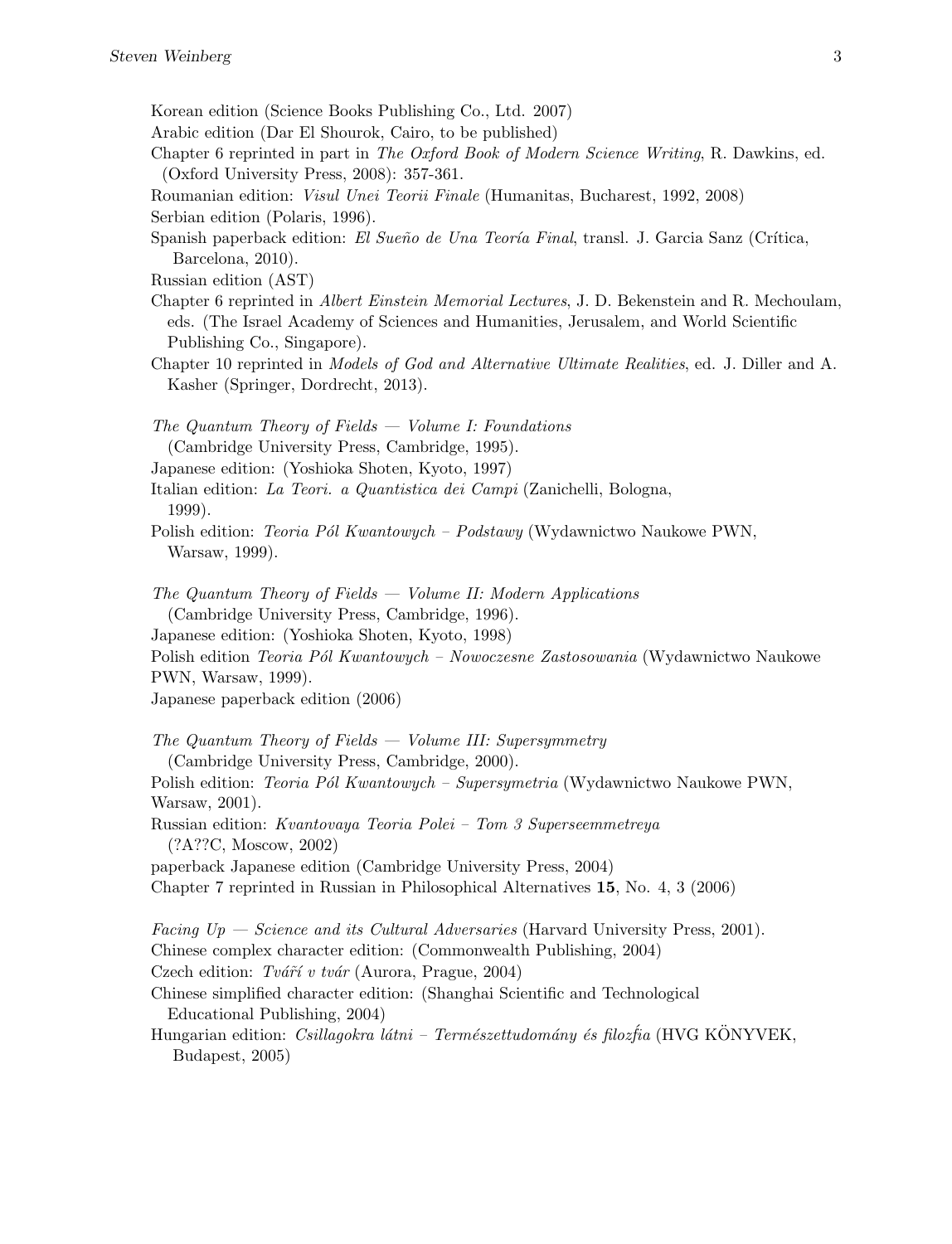Korean edition (Science Books Publishing Co., Ltd. 2007)
Arabic edition (Dar El Shourok, Cairo, to be published)
Chapter 6 reprinted in part in *The Oxford Book of Modern Science Writing*, R. Dawkins, ed. (Oxford University Press, 2008): 357-361.
Roumanian edition: *Visul Unei Teorii Finale* (Humanitas, Bucharest, 1992, 2008)
Serbian edition (Polaris, 1996).
Spanish paperback edition: *El Sueño de Una Teoría Final*, transl. J. Garcia Sanz (Crítica, Barcelona, 2010).
Russian edition (AST)
Chapter 6 reprinted in *Albert Einstein Memorial Lectures*, J. D. Bekenstein and R. Mechoulam, eds. (The Israel Academy of Sciences and Humanities, Jerusalem, and World Scientific Publishing Co., Singapore).
Chapter 10 reprinted in *Models of God and Alternative Ultimate Realities*, ed. J. Diller and A. Kasher (Springer, Dordrecht, 2013).

*The Quantum Theory of Fields — Volume I: Foundations* (Cambridge University Press, Cambridge, 1995).
Japanese edition: (Yoshioka Shoten, Kyoto, 1997)
Italian edition: *La Teori. a Quantistica dei Campi* (Zanichelli, Bologna, 1999).
Polish edition: *Teoria Pól Kwantowych – Podstawy* (Wydawnictwo Naukowe PWN, Warsaw, 1999).

*The Quantum Theory of Fields — Volume II: Modern Applications* (Cambridge University Press, Cambridge, 1996).
Japanese edition: (Yoshioka Shoten, Kyoto, 1998)
Polish edition *Teoria Pól Kwantowych – Nowoczesne Zastosowania* (Wydawnictwo Naukowe PWN, Warsaw, 1999).
Japanese paperback edition (2006)

*The Quantum Theory of Fields — Volume III: Supersymmetry* (Cambridge University Press, Cambridge, 2000).
Polish edition: *Teoria Pól Kwantowych – Supersymetria* (Wydawnictwo Naukowe PWN, Warsaw, 2001).
Russian edition: *Kvantovaya Teoria Polei – Tom 3 Superseemmetreya* (?A??C, Moscow, 2002)
paperback Japanese edition (Cambridge University Press, 2004)
Chapter 7 reprinted in Russian in Philosophical Alternatives **15**, No. 4, 3 (2006)

*Facing Up — Science and its Cultural Adversaries* (Harvard University Press, 2001).
Chinese complex character edition: (Commonwealth Publishing, 2004)
Czech edition: *Tváří v tvár* (Aurora, Prague, 2004)
Chinese simplified character edition: (Shanghai Scientific and Technological Educational Publishing, 2004)
Hungarian edition: *Csillagokra látni – Természettudomány és filozófia* (HVG KÖNYVEK, Budapest, 2005)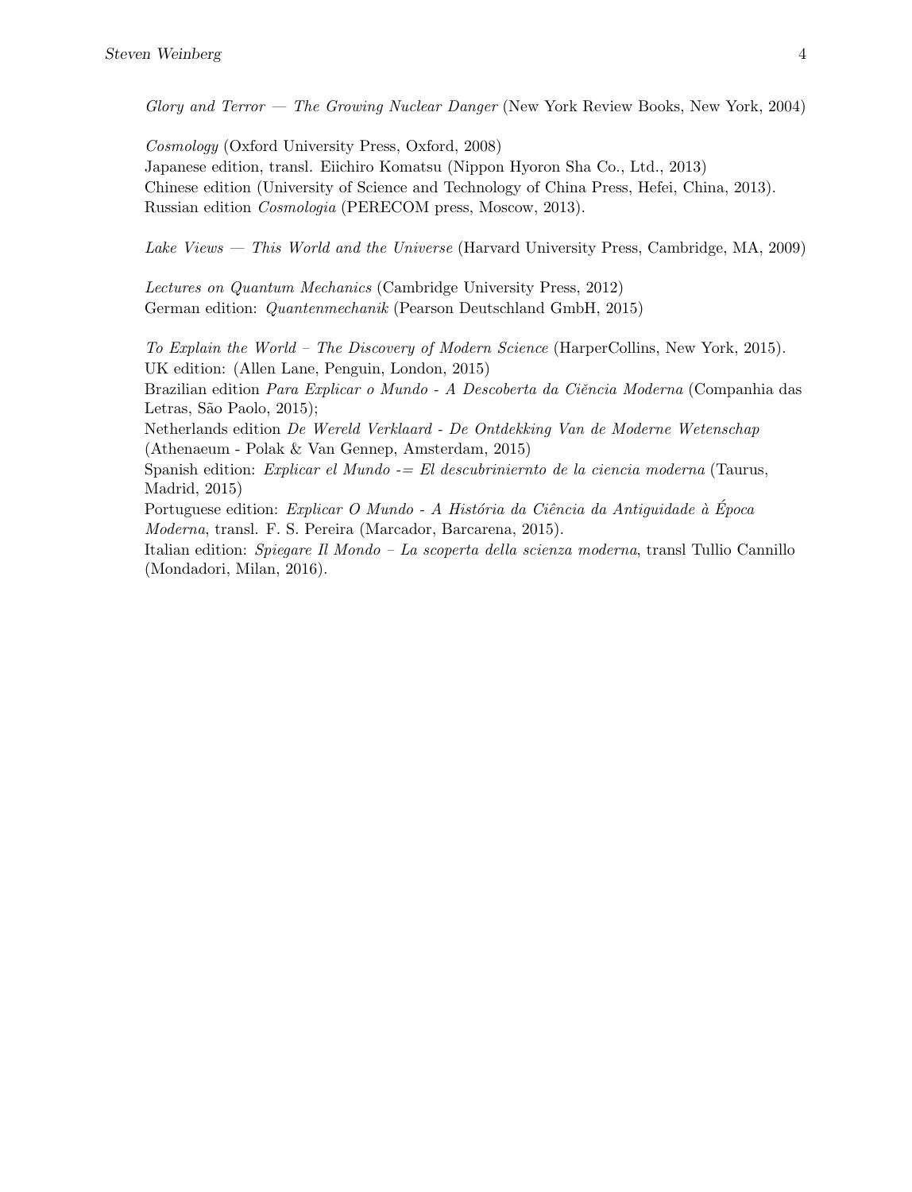*Glory and Terror — The Growing Nuclear Danger* (New York Review Books, New York, 2004)

*Cosmology* (Oxford University Press, Oxford, 2008)
Japanese edition, transl. Eiichiro Komatsu (Nippon Hyoron Sha Co., Ltd., 2013)
Chinese edition (University of Science and Technology of China Press, Hefei, China, 2013).
Russian edition *Cosmologia* (PERECOM press, Moscow, 2013).

*Lake Views — This World and the Universe* (Harvard University Press, Cambridge, MA, 2009)

*Lectures on Quantum Mechanics* (Cambridge University Press, 2012)
German edition: *Quantenmechanik* (Pearson Deutschland GmbH, 2015)

*To Explain the World – The Discovery of Modern Science* (HarperCollins, New York, 2015).
UK edition: (Allen Lane, Penguin, London, 2015)
Brazilian edition *Para Explicar o Mundo - A Descoberta da Ciĕncia Moderna* (Companhia das Letras, São Paolo, 2015);
Netherlands edition *De Wereld Verklaard - De Ontdekking Van de Moderne Wetenschap* (Athenaeum - Polak & Van Gennep, Amsterdam, 2015)
Spanish edition: *Explicar el Mundo -= El descubriniernto de la ciencia moderna* (Taurus, Madrid, 2015)
Portuguese edition: *Explicar O Mundo - A História da Ciência da Antiguidade à Época Moderna*, transl. F. S. Pereira (Marcador, Barcarena, 2015).
Italian edition: *Spiegare Il Mondo – La scoperta della scienza moderna*, transl Tullio Cannillo (Mondadori, Milan, 2016).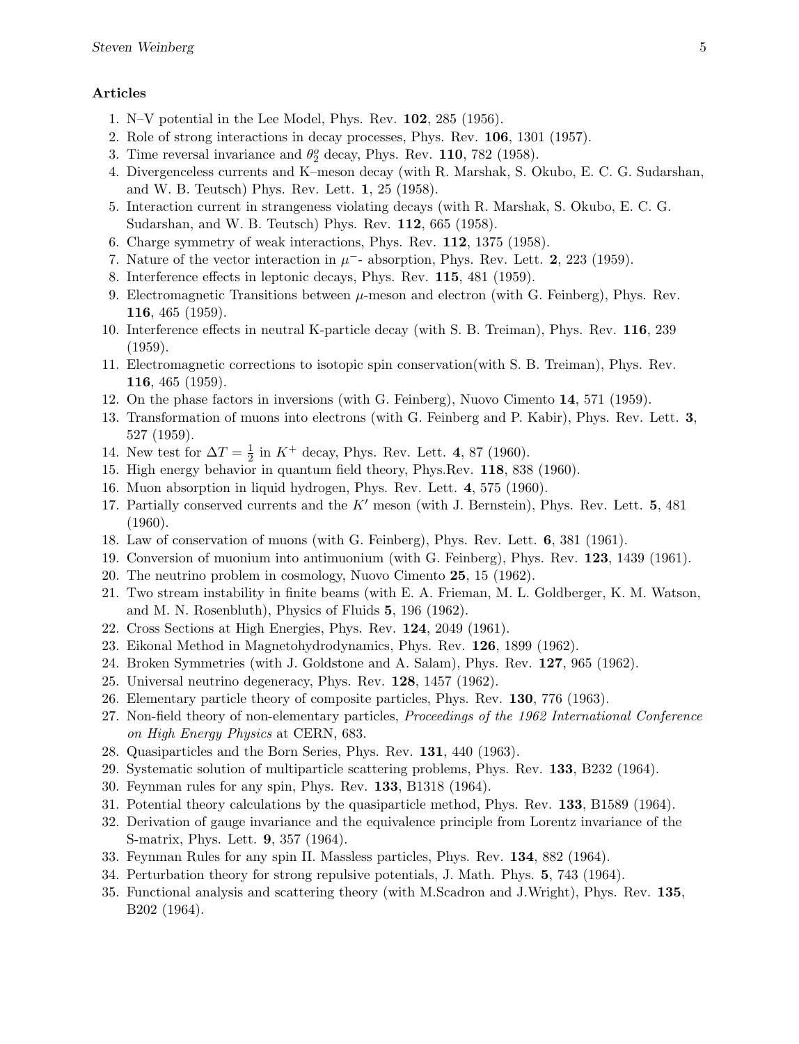**Articles**

1. N–V potential in the Lee Model, Phys. Rev. **102**, 285 (1956).
2. Role of strong interactions in decay processes, Phys. Rev. **106**, 1301 (1957).
3. Time reversal invariance and $\theta_2^o$ decay, Phys. Rev. **110**, 782 (1958).
4. Divergenceless currents and K–meson decay (with R. Marshak, S. Okubo, E. C. G. Sudarshan, and W. B. Teutsch) Phys. Rev. Lett. **1**, 25 (1958).
5. Interaction current in strangeness violating decays (with R. Marshak, S. Okubo, E. C. G. Sudarshan, and W. B. Teutsch) Phys. Rev. **112**, 665 (1958).
6. Charge symmetry of weak interactions, Phys. Rev. **112**, 1375 (1958).
7. Nature of the vector interaction in $\mu^-$- absorption, Phys. Rev. Lett. **2**, 223 (1959).
8. Interference effects in leptonic decays, Phys. Rev. **115**, 481 (1959).
9. Electromagnetic Transitions between $\mu$-meson and electron (with G. Feinberg), Phys. Rev. **116**, 465 (1959).
10. Interference effects in neutral K-particle decay (with S. B. Treiman), Phys. Rev. **116**, 239 (1959).
11. Electromagnetic corrections to isotopic spin conservation(with S. B. Treiman), Phys. Rev. **116**, 465 (1959).
12. On the phase factors in inversions (with G. Feinberg), Nuovo Cimento **14**, 571 (1959).
13. Transformation of muons into electrons (with G. Feinberg and P. Kabir), Phys. Rev. Lett. **3**, 527 (1959).
14. New test for $\Delta T = \frac{1}{2}$ in $K^+$ decay, Phys. Rev. Lett. **4**, 87 (1960).
15. High energy behavior in quantum field theory, Phys.Rev. **118**, 838 (1960).
16. Muon absorption in liquid hydrogen, Phys. Rev. Lett. **4**, 575 (1960).
17. Partially conserved currents and the $K'$ meson (with J. Bernstein), Phys. Rev. Lett. **5**, 481 (1960).
18. Law of conservation of muons (with G. Feinberg), Phys. Rev. Lett. **6**, 381 (1961).
19. Conversion of muonium into antimuonium (with G. Feinberg), Phys. Rev. **123**, 1439 (1961).
20. The neutrino problem in cosmology, Nuovo Cimento **25**, 15 (1962).
21. Two stream instability in finite beams (with E. A. Frieman, M. L. Goldberger, K. M. Watson, and M. N. Rosenbluth), Physics of Fluids **5**, 196 (1962).
22. Cross Sections at High Energies, Phys. Rev. **124**, 2049 (1961).
23. Eikonal Method in Magnetohydrodynamics, Phys. Rev. **126**, 1899 (1962).
24. Broken Symmetries (with J. Goldstone and A. Salam), Phys. Rev. **127**, 965 (1962).
25. Universal neutrino degeneracy, Phys. Rev. **128**, 1457 (1962).
26. Elementary particle theory of composite particles, Phys. Rev. **130**, 776 (1963).
27. Non-field theory of non-elementary particles, *Proceedings of the 1962 International Conference on High Energy Physics* at CERN, 683.
28. Quasiparticles and the Born Series, Phys. Rev. **131**, 440 (1963).
29. Systematic solution of multiparticle scattering problems, Phys. Rev. **133**, B232 (1964).
30. Feynman rules for any spin, Phys. Rev. **133**, B1318 (1964).
31. Potential theory calculations by the quasiparticle method, Phys. Rev. **133**, B1589 (1964).
32. Derivation of gauge invariance and the equivalence principle from Lorentz invariance of the S-matrix, Phys. Lett. **9**, 357 (1964).
33. Feynman Rules for any spin II. Massless particles, Phys. Rev. **134**, 882 (1964).
34. Perturbation theory for strong repulsive potentials, J. Math. Phys. **5**, 743 (1964).
35. Functional analysis and scattering theory (with M.Scadron and J.Wright), Phys. Rev. **135**, B202 (1964).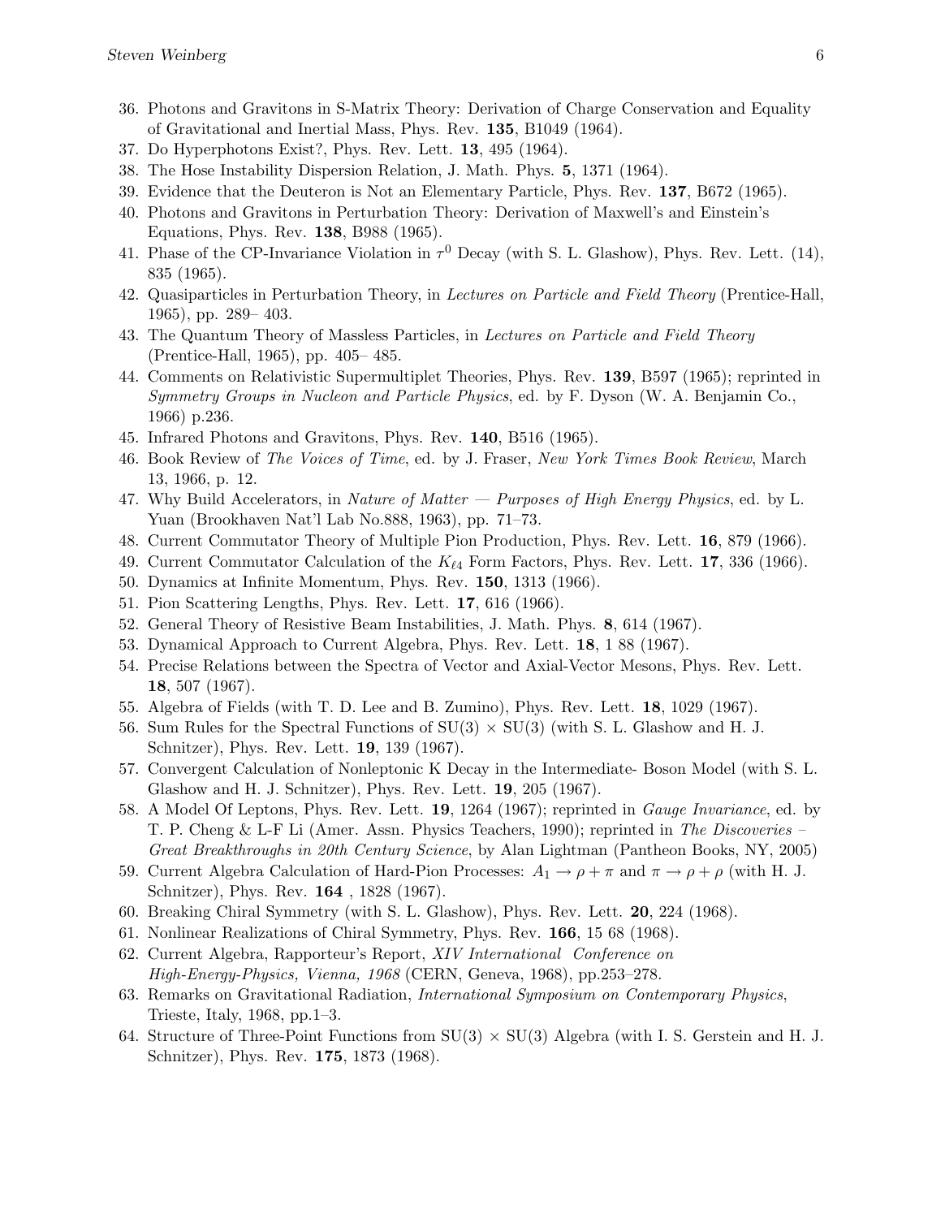36. Photons and Gravitons in S-Matrix Theory: Derivation of Charge Conservation and Equality of Gravitational and Inertial Mass, Phys. Rev. **135**, B1049 (1964).
37. Do Hyperphotons Exist?, Phys. Rev. Lett. **13**, 495 (1964).
38. The Hose Instability Dispersion Relation, J. Math. Phys. **5**, 1371 (1964).
39. Evidence that the Deuteron is Not an Elementary Particle, Phys. Rev. **137**, B672 (1965).
40. Photons and Gravitons in Perturbation Theory: Derivation of Maxwell's and Einstein's Equations, Phys. Rev. **138**, B988 (1965).
41. Phase of the CP-Invariance Violation in $\tau^0$ Decay (with S. L. Glashow), Phys. Rev. Lett. (14), 835 (1965).
42. Quasiparticles in Perturbation Theory, in *Lectures on Particle and Field Theory* (Prentice-Hall, 1965), pp. 289– 403.
43. The Quantum Theory of Massless Particles, in *Lectures on Particle and Field Theory* (Prentice-Hall, 1965), pp. 405– 485.
44. Comments on Relativistic Supermultiplet Theories, Phys. Rev. **139**, B597 (1965); reprinted in *Symmetry Groups in Nucleon and Particle Physics*, ed. by F. Dyson (W. A. Benjamin Co., 1966) p.236.
45. Infrared Photons and Gravitons, Phys. Rev. **140**, B516 (1965).
46. Book Review of *The Voices of Time*, ed. by J. Fraser, *New York Times Book Review*, March 13, 1966, p. 12.
47. Why Build Accelerators, in *Nature of Matter — Purposes of High Energy Physics*, ed. by L. Yuan (Brookhaven Nat'l Lab No.888, 1963), pp. 71–73.
48. Current Commutator Theory of Multiple Pion Production, Phys. Rev. Lett. **16**, 879 (1966).
49. Current Commutator Calculation of the $K_{\ell 4}$ Form Factors, Phys. Rev. Lett. **17**, 336 (1966).
50. Dynamics at Infinite Momentum, Phys. Rev. **150**, 1313 (1966).
51. Pion Scattering Lengths, Phys. Rev. Lett. **17**, 616 (1966).
52. General Theory of Resistive Beam Instabilities, J. Math. Phys. **8**, 614 (1967).
53. Dynamical Approach to Current Algebra, Phys. Rev. Lett. **18**, 1 88 (1967).
54. Precise Relations between the Spectra of Vector and Axial-Vector Mesons, Phys. Rev. Lett. **18**, 507 (1967).
55. Algebra of Fields (with T. D. Lee and B. Zumino), Phys. Rev. Lett. **18**, 1029 (1967).
56. Sum Rules for the Spectral Functions of SU(3) × SU(3) (with S. L. Glashow and H. J. Schnitzer), Phys. Rev. Lett. **19**, 139 (1967).
57. Convergent Calculation of Nonleptonic K Decay in the Intermediate- Boson Model (with S. L. Glashow and H. J. Schnitzer), Phys. Rev. Lett. **19**, 205 (1967).
58. A Model Of Leptons, Phys. Rev. Lett. **19**, 1264 (1967); reprinted in *Gauge Invariance*, ed. by T. P. Cheng & L-F Li (Amer. Assn. Physics Teachers, 1990); reprinted in *The Discoveries – Great Breakthroughs in 20th Century Science*, by Alan Lightman (Pantheon Books, NY, 2005)
59. Current Algebra Calculation of Hard-Pion Processes: $A_1 \rightarrow \rho + \pi$ and $\pi \rightarrow \rho + \rho$ (with H. J. Schnitzer), Phys. Rev. **164** , 1828 (1967).
60. Breaking Chiral Symmetry (with S. L. Glashow), Phys. Rev. Lett. **20**, 224 (1968).
61. Nonlinear Realizations of Chiral Symmetry, Phys. Rev. **166**, 15 68 (1968).
62. Current Algebra, Rapporteur's Report, *XIV International Conference on High-Energy-Physics, Vienna, 1968* (CERN, Geneva, 1968), pp.253–278.
63. Remarks on Gravitational Radiation, *International Symposium on Contemporary Physics*, Trieste, Italy, 1968, pp.1–3.
64. Structure of Three-Point Functions from SU(3) × SU(3) Algebra (with I. S. Gerstein and H. J. Schnitzer), Phys. Rev. **175**, 1873 (1968).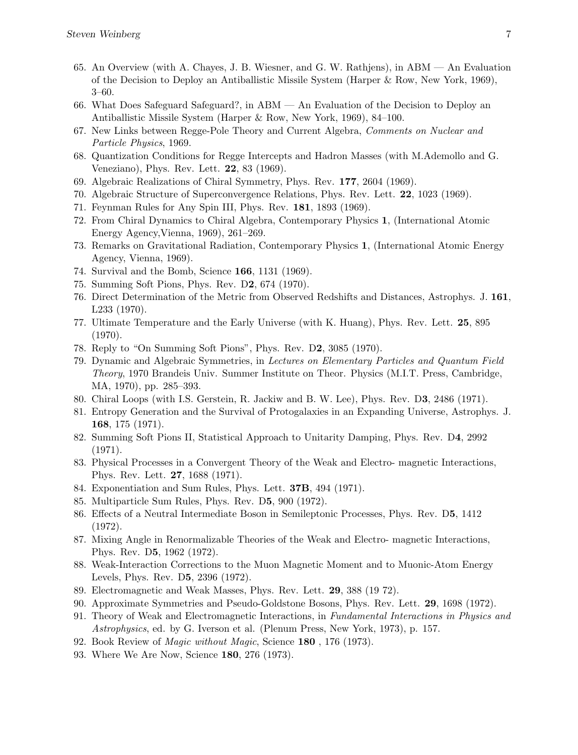65. An Overview (with A. Chayes, J. B. Wiesner, and G. W. Rathjens), in ABM — An Evaluation of the Decision to Deploy an Antiballistic Missile System (Harper & Row, New York, 1969), 3–60.
66. What Does Safeguard Safeguard?, in ABM — An Evaluation of the Decision to Deploy an Antiballistic Missile System (Harper & Row, New York, 1969), 84–100.
67. New Links between Regge-Pole Theory and Current Algebra, *Comments on Nuclear and Particle Physics*, 1969.
68. Quantization Conditions for Regge Intercepts and Hadron Masses (with M.Ademollo and G. Veneziano), Phys. Rev. Lett. **22**, 83 (1969).
69. Algebraic Realizations of Chiral Symmetry, Phys. Rev. **177**, 2604 (1969).
70. Algebraic Structure of Superconvergence Relations, Phys. Rev. Lett. **22**, 1023 (1969).
71. Feynman Rules for Any Spin III, Phys. Rev. **181**, 1893 (1969).
72. From Chiral Dynamics to Chiral Algebra, Contemporary Physics **1**, (International Atomic Energy Agency,Vienna, 1969), 261–269.
73. Remarks on Gravitational Radiation, Contemporary Physics **1**, (International Atomic Energy Agency, Vienna, 1969).
74. Survival and the Bomb, Science **166**, 1131 (1969).
75. Summing Soft Pions, Phys. Rev. D**2**, 674 (1970).
76. Direct Determination of the Metric from Observed Redshifts and Distances, Astrophys. J. **161**, L233 (1970).
77. Ultimate Temperature and the Early Universe (with K. Huang), Phys. Rev. Lett. **25**, 895 (1970).
78. Reply to "On Summing Soft Pions", Phys. Rev. D**2**, 3085 (1970).
79. Dynamic and Algebraic Symmetries, in *Lectures on Elementary Particles and Quantum Field Theory*, 1970 Brandeis Univ. Summer Institute on Theor. Physics (M.I.T. Press, Cambridge, MA, 1970), pp. 285–393.
80. Chiral Loops (with I.S. Gerstein, R. Jackiw and B. W. Lee), Phys. Rev. D**3**, 2486 (1971).
81. Entropy Generation and the Survival of Protogalaxies in an Expanding Universe, Astrophys. J. **168**, 175 (1971).
82. Summing Soft Pions II, Statistical Approach to Unitarity Damping, Phys. Rev. D**4**, 2992 (1971).
83. Physical Processes in a Convergent Theory of the Weak and Electro- magnetic Interactions, Phys. Rev. Lett. **27**, 1688 (1971).
84. Exponentiation and Sum Rules, Phys. Lett. **37B**, 494 (1971).
85. Multiparticle Sum Rules, Phys. Rev. D**5**, 900 (1972).
86. Effects of a Neutral Intermediate Boson in Semileptonic Processes, Phys. Rev. D**5**, 1412 (1972).
87. Mixing Angle in Renormalizable Theories of the Weak and Electro- magnetic Interactions, Phys. Rev. D**5**, 1962 (1972).
88. Weak-Interaction Corrections to the Muon Magnetic Moment and to Muonic-Atom Energy Levels, Phys. Rev. D**5**, 2396 (1972).
89. Electromagnetic and Weak Masses, Phys. Rev. Lett. **29**, 388 (19 72).
90. Approximate Symmetries and Pseudo-Goldstone Bosons, Phys. Rev. Lett. **29**, 1698 (1972).
91. Theory of Weak and Electromagnetic Interactions, in *Fundamental Interactions in Physics and Astrophysics*, ed. by G. Iverson et al. (Plenum Press, New York, 1973), p. 157.
92. Book Review of *Magic without Magic*, Science **180** , 176 (1973).
93. Where We Are Now, Science **180**, 276 (1973).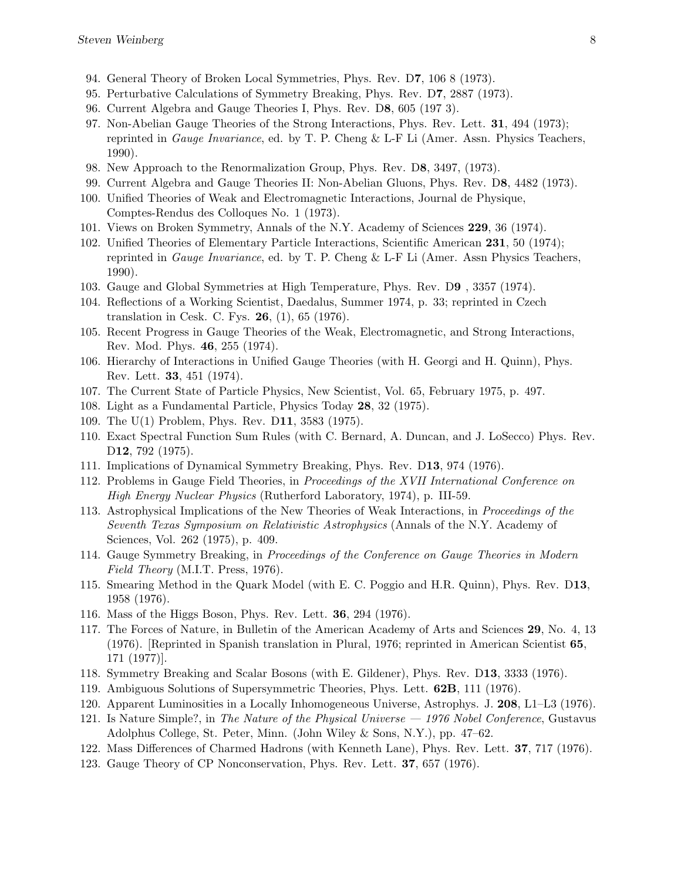94. General Theory of Broken Local Symmetries, Phys. Rev. D**7**, 106 8 (1973).
95. Perturbative Calculations of Symmetry Breaking, Phys. Rev. D**7**, 2887 (1973).
96. Current Algebra and Gauge Theories I, Phys. Rev. D**8**, 605 (197 3).
97. Non-Abelian Gauge Theories of the Strong Interactions, Phys. Rev. Lett. **31**, 494 (1973); reprinted in *Gauge Invariance*, ed. by T. P. Cheng & L-F Li (Amer. Assn. Physics Teachers, 1990).
98. New Approach to the Renormalization Group, Phys. Rev. D**8**, 3497, (1973).
99. Current Algebra and Gauge Theories II: Non-Abelian Gluons, Phys. Rev. D**8**, 4482 (1973).
100. Unified Theories of Weak and Electromagnetic Interactions, Journal de Physique, Comptes-Rendus des Colloques No. 1 (1973).
101. Views on Broken Symmetry, Annals of the N.Y. Academy of Sciences **229**, 36 (1974).
102. Unified Theories of Elementary Particle Interactions, Scientific American **231**, 50 (1974); reprinted in *Gauge Invariance*, ed. by T. P. Cheng & L-F Li (Amer. Assn Physics Teachers, 1990).
103. Gauge and Global Symmetries at High Temperature, Phys. Rev. D**9** , 3357 (1974).
104. Reflections of a Working Scientist, Daedalus, Summer 1974, p. 33; reprinted in Czech translation in Cesk. C. Fys. **26**, (1), 65 (1976).
105. Recent Progress in Gauge Theories of the Weak, Electromagnetic, and Strong Interactions, Rev. Mod. Phys. **46**, 255 (1974).
106. Hierarchy of Interactions in Unified Gauge Theories (with H. Georgi and H. Quinn), Phys. Rev. Lett. **33**, 451 (1974).
107. The Current State of Particle Physics, New Scientist, Vol. 65, February 1975, p. 497.
108. Light as a Fundamental Particle, Physics Today **28**, 32 (1975).
109. The U(1) Problem, Phys. Rev. D**11**, 3583 (1975).
110. Exact Spectral Function Sum Rules (with C. Bernard, A. Duncan, and J. LoSecco) Phys. Rev. D**12**, 792 (1975).
111. Implications of Dynamical Symmetry Breaking, Phys. Rev. D**13**, 974 (1976).
112. Problems in Gauge Field Theories, in *Proceedings of the XVII International Conference on High Energy Nuclear Physics* (Rutherford Laboratory, 1974), p. III-59.
113. Astrophysical Implications of the New Theories of Weak Interactions, in *Proceedings of the Seventh Texas Symposium on Relativistic Astrophysics* (Annals of the N.Y. Academy of Sciences, Vol. 262 (1975), p. 409.
114. Gauge Symmetry Breaking, in *Proceedings of the Conference on Gauge Theories in Modern Field Theory* (M.I.T. Press, 1976).
115. Smearing Method in the Quark Model (with E. C. Poggio and H.R. Quinn), Phys. Rev. D**13**, 1958 (1976).
116. Mass of the Higgs Boson, Phys. Rev. Lett. **36**, 294 (1976).
117. The Forces of Nature, in Bulletin of the American Academy of Arts and Sciences **29**, No. 4, 13 (1976). [Reprinted in Spanish translation in Plural, 1976; reprinted in American Scientist **65**, 171 (1977)].
118. Symmetry Breaking and Scalar Bosons (with E. Gildener), Phys. Rev. D**13**, 3333 (1976).
119. Ambiguous Solutions of Supersymmetric Theories, Phys. Lett. **62B**, 111 (1976).
120. Apparent Luminosities in a Locally Inhomogeneous Universe, Astrophys. J. **208**, L1–L3 (1976).
121. Is Nature Simple?, in *The Nature of the Physical Universe — 1976 Nobel Conference*, Gustavus Adolphus College, St. Peter, Minn. (John Wiley & Sons, N.Y.), pp. 47–62.
122. Mass Differences of Charmed Hadrons (with Kenneth Lane), Phys. Rev. Lett. **37**, 717 (1976).
123. Gauge Theory of CP Nonconservation, Phys. Rev. Lett. **37**, 657 (1976).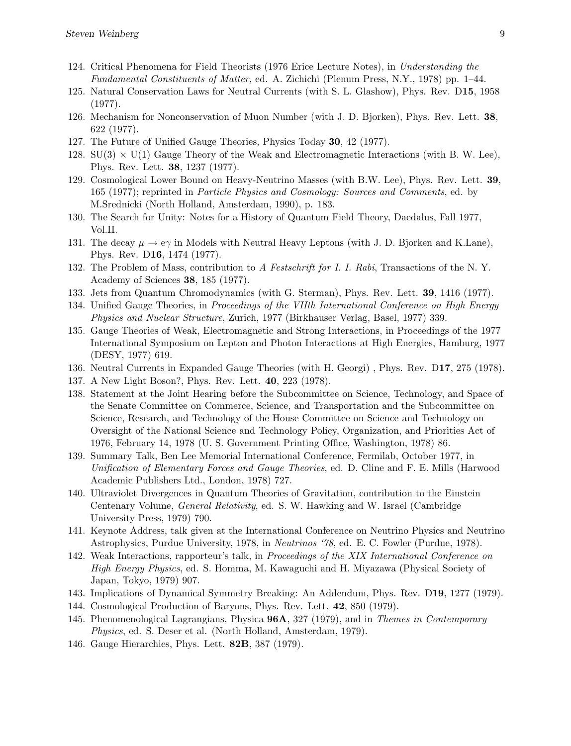124. Critical Phenomena for Field Theorists (1976 Erice Lecture Notes), in *Understanding the Fundamental Constituents of Matter,* ed. A. Zichichi (Plenum Press, N.Y., 1978) pp. 1–44.
125. Natural Conservation Laws for Neutral Currents (with S. L. Glashow), Phys. Rev. D**15**, 1958 (1977).
126. Mechanism for Nonconservation of Muon Number (with J. D. Bjorken), Phys. Rev. Lett. **38**, 622 (1977).
127. The Future of Unified Gauge Theories, Physics Today **30**, 42 (1977).
128. SU(3) × U(1) Gauge Theory of the Weak and Electromagnetic Interactions (with B. W. Lee), Phys. Rev. Lett. **38**, 1237 (1977).
129. Cosmological Lower Bound on Heavy-Neutrino Masses (with B.W. Lee), Phys. Rev. Lett. **39**, 165 (1977); reprinted in *Particle Physics and Cosmology: Sources and Comments*, ed. by M.Srednicki (North Holland, Amsterdam, 1990), p. 183.
130. The Search for Unity: Notes for a History of Quantum Field Theory, Daedalus, Fall 1977, Vol.II.
131. The decay $\mu \rightarrow e\gamma$ in Models with Neutral Heavy Leptons (with J. D. Bjorken and K.Lane), Phys. Rev. D**16**, 1474 (1977).
132. The Problem of Mass, contribution to *A Festschrift for I. I. Rabi*, Transactions of the N. Y. Academy of Sciences **38**, 185 (1977).
133. Jets from Quantum Chromodynamics (with G. Sterman), Phys. Rev. Lett. **39**, 1416 (1977).
134. Unified Gauge Theories, in *Proceedings of the VIIth International Conference on High Energy Physics and Nuclear Structure*, Zurich, 1977 (Birkhauser Verlag, Basel, 1977) 339.
135. Gauge Theories of Weak, Electromagnetic and Strong Interactions, in Proceedings of the 1977 International Symposium on Lepton and Photon Interactions at High Energies, Hamburg, 1977 (DESY, 1977) 619.
136. Neutral Currents in Expanded Gauge Theories (with H. Georgi) , Phys. Rev. D**17**, 275 (1978).
137. A New Light Boson?, Phys. Rev. Lett. **40**, 223 (1978).
138. Statement at the Joint Hearing before the Subcommittee on Science, Technology, and Space of the Senate Committee on Commerce, Science, and Transportation and the Subcommittee on Science, Research, and Technology of the House Committee on Science and Technology on Oversight of the National Science and Technology Policy, Organization, and Priorities Act of 1976, February 14, 1978 (U. S. Government Printing Office, Washington, 1978) 86.
139. Summary Talk, Ben Lee Memorial International Conference, Fermilab, October 1977, in *Unification of Elementary Forces and Gauge Theories*, ed. D. Cline and F. E. Mills (Harwood Academic Publishers Ltd., London, 1978) 727.
140. Ultraviolet Divergences in Quantum Theories of Gravitation, contribution to the Einstein Centenary Volume, *General Relativity*, ed. S. W. Hawking and W. Israel (Cambridge University Press, 1979) 790.
141. Keynote Address, talk given at the International Conference on Neutrino Physics and Neutrino Astrophysics, Purdue University, 1978, in *Neutrinos '78*, ed. E. C. Fowler (Purdue, 1978).
142. Weak Interactions, rapporteur's talk, in *Proceedings of the XIX International Conference on High Energy Physics*, ed. S. Homma, M. Kawaguchi and H. Miyazawa (Physical Society of Japan, Tokyo, 1979) 907.
143. Implications of Dynamical Symmetry Breaking: An Addendum, Phys. Rev. D**19**, 1277 (1979).
144. Cosmological Production of Baryons, Phys. Rev. Lett. **42**, 850 (1979).
145. Phenomenological Lagrangians, Physica **96A**, 327 (1979), and in *Themes in Contemporary Physics*, ed. S. Deser et al. (North Holland, Amsterdam, 1979).
146. Gauge Hierarchies, Phys. Lett. **82B**, 387 (1979).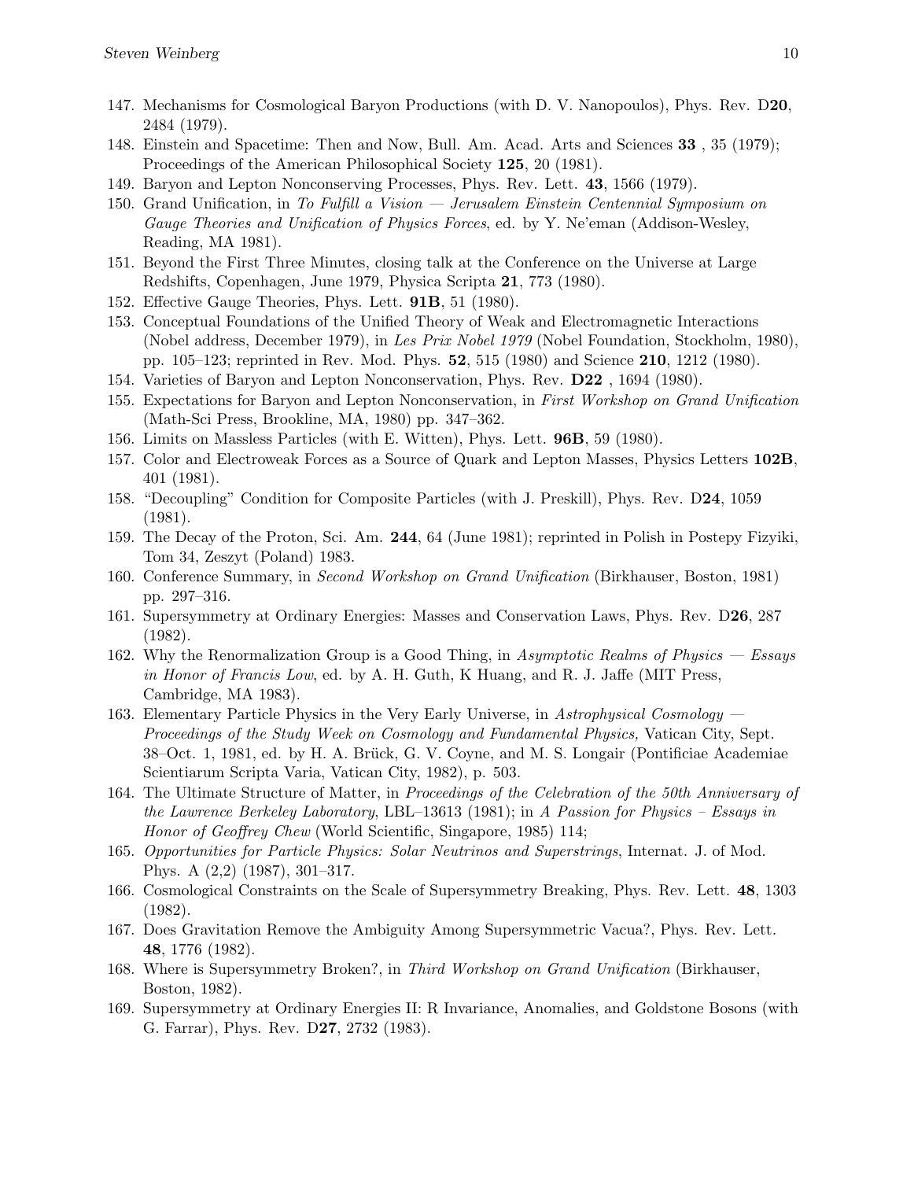147. Mechanisms for Cosmological Baryon Productions (with D. V. Nanopoulos), Phys. Rev. D**20**, 2484 (1979).
148. Einstein and Spacetime: Then and Now, Bull. Am. Acad. Arts and Sciences **33** , 35 (1979); Proceedings of the American Philosophical Society **125**, 20 (1981).
149. Baryon and Lepton Nonconserving Processes, Phys. Rev. Lett. **43**, 1566 (1979).
150. Grand Unification, in *To Fulfill a Vision — Jerusalem Einstein Centennial Symposium on Gauge Theories and Unification of Physics Forces*, ed. by Y. Ne'eman (Addison-Wesley, Reading, MA 1981).
151. Beyond the First Three Minutes, closing talk at the Conference on the Universe at Large Redshifts, Copenhagen, June 1979, Physica Scripta **21**, 773 (1980).
152. Effective Gauge Theories, Phys. Lett. **91B**, 51 (1980).
153. Conceptual Foundations of the Unified Theory of Weak and Electromagnetic Interactions (Nobel address, December 1979), in *Les Prix Nobel 1979* (Nobel Foundation, Stockholm, 1980), pp. 105–123; reprinted in Rev. Mod. Phys. **52**, 515 (1980) and Science **210**, 1212 (1980).
154. Varieties of Baryon and Lepton Nonconservation, Phys. Rev. **D22** , 1694 (1980).
155. Expectations for Baryon and Lepton Nonconservation, in *First Workshop on Grand Unification* (Math-Sci Press, Brookline, MA, 1980) pp. 347–362.
156. Limits on Massless Particles (with E. Witten), Phys. Lett. **96B**, 59 (1980).
157. Color and Electroweak Forces as a Source of Quark and Lepton Masses, Physics Letters **102B**, 401 (1981).
158. "Decoupling" Condition for Composite Particles (with J. Preskill), Phys. Rev. D**24**, 1059 (1981).
159. The Decay of the Proton, Sci. Am. **244**, 64 (June 1981); reprinted in Polish in Postepy Fizyiki, Tom 34, Zeszyt (Poland) 1983.
160. Conference Summary, in *Second Workshop on Grand Unification* (Birkhauser, Boston, 1981) pp. 297–316.
161. Supersymmetry at Ordinary Energies: Masses and Conservation Laws, Phys. Rev. D**26**, 287 (1982).
162. Why the Renormalization Group is a Good Thing, in *Asymptotic Realms of Physics — Essays in Honor of Francis Low*, ed. by A. H. Guth, K Huang, and R. J. Jaffe (MIT Press, Cambridge, MA 1983).
163. Elementary Particle Physics in the Very Early Universe, in *Astrophysical Cosmology — Proceedings of the Study Week on Cosmology and Fundamental Physics,* Vatican City, Sept. 38–Oct. 1, 1981, ed. by H. A. Brück, G. V. Coyne, and M. S. Longair (Pontificiae Academiae Scientiarum Scripta Varia, Vatican City, 1982), p. 503.
164. The Ultimate Structure of Matter, in *Proceedings of the Celebration of the 50th Anniversary of the Lawrence Berkeley Laboratory*, LBL–13613 (1981); in *A Passion for Physics – Essays in Honor of Geoffrey Chew* (World Scientific, Singapore, 1985) 114;
165. *Opportunities for Particle Physics: Solar Neutrinos and Superstrings*, Internat. J. of Mod. Phys. A (2,2) (1987), 301–317.
166. Cosmological Constraints on the Scale of Supersymmetry Breaking, Phys. Rev. Lett. **48**, 1303 (1982).
167. Does Gravitation Remove the Ambiguity Among Supersymmetric Vacua?, Phys. Rev. Lett. **48**, 1776 (1982).
168. Where is Supersymmetry Broken?, in *Third Workshop on Grand Unification* (Birkhauser, Boston, 1982).
169. Supersymmetry at Ordinary Energies II: R Invariance, Anomalies, and Goldstone Bosons (with G. Farrar), Phys. Rev. D**27**, 2732 (1983).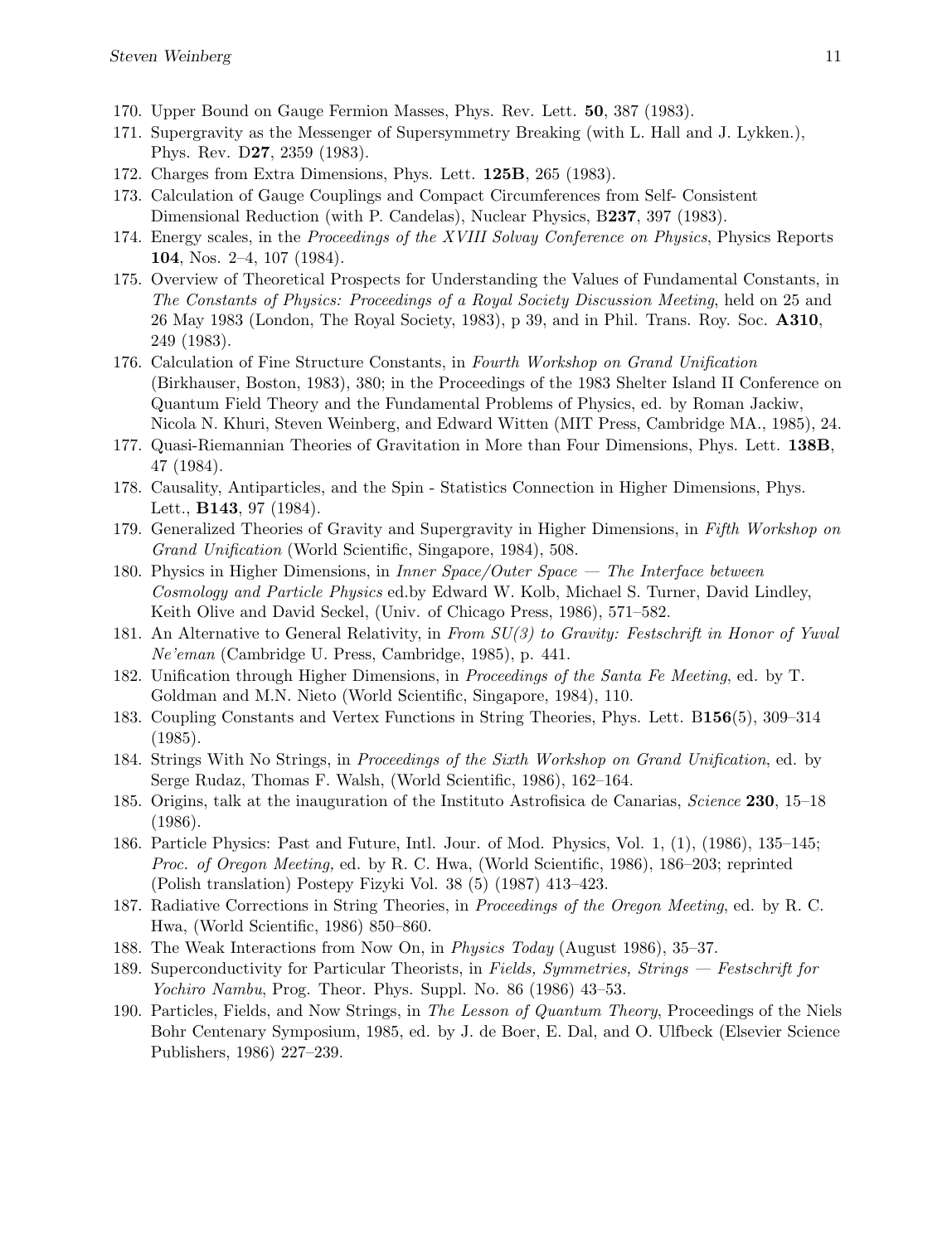170. Upper Bound on Gauge Fermion Masses, Phys. Rev. Lett. **50**, 387 (1983).
171. Supergravity as the Messenger of Supersymmetry Breaking (with L. Hall and J. Lykken.), Phys. Rev. D**27**, 2359 (1983).
172. Charges from Extra Dimensions, Phys. Lett. **125B**, 265 (1983).
173. Calculation of Gauge Couplings and Compact Circumferences from Self- Consistent Dimensional Reduction (with P. Candelas), Nuclear Physics, B**237**, 397 (1983).
174. Energy scales, in the *Proceedings of the XVIII Solvay Conference on Physics*, Physics Reports **104**, Nos. 2–4, 107 (1984).
175. Overview of Theoretical Prospects for Understanding the Values of Fundamental Constants, in *The Constants of Physics: Proceedings of a Royal Society Discussion Meeting*, held on 25 and 26 May 1983 (London, The Royal Society, 1983), p 39, and in Phil. Trans. Roy. Soc. **A310**, 249 (1983).
176. Calculation of Fine Structure Constants, in *Fourth Workshop on Grand Unification* (Birkhauser, Boston, 1983), 380; in the Proceedings of the 1983 Shelter Island II Conference on Quantum Field Theory and the Fundamental Problems of Physics, ed. by Roman Jackiw, Nicola N. Khuri, Steven Weinberg, and Edward Witten (MIT Press, Cambridge MA., 1985), 24.
177. Quasi-Riemannian Theories of Gravitation in More than Four Dimensions, Phys. Lett. **138B**, 47 (1984).
178. Causality, Antiparticles, and the Spin - Statistics Connection in Higher Dimensions, Phys. Lett., **B143**, 97 (1984).
179. Generalized Theories of Gravity and Supergravity in Higher Dimensions, in *Fifth Workshop on Grand Unification* (World Scientific, Singapore, 1984), 508.
180. Physics in Higher Dimensions, in *Inner Space/Outer Space — The Interface between Cosmology and Particle Physics* ed.by Edward W. Kolb, Michael S. Turner, David Lindley, Keith Olive and David Seckel, (Univ. of Chicago Press, 1986), 571–582.
181. An Alternative to General Relativity, in *From SU(3) to Gravity: Festschrift in Honor of Yuval Ne'eman* (Cambridge U. Press, Cambridge, 1985), p. 441.
182. Unification through Higher Dimensions, in *Proceedings of the Santa Fe Meeting*, ed. by T. Goldman and M.N. Nieto (World Scientific, Singapore, 1984), 110.
183. Coupling Constants and Vertex Functions in String Theories, Phys. Lett. B**156**(5), 309–314 (1985).
184. Strings With No Strings, in *Proceedings of the Sixth Workshop on Grand Unification*, ed. by Serge Rudaz, Thomas F. Walsh, (World Scientific, 1986), 162–164.
185. Origins, talk at the inauguration of the Instituto Astrofisica de Canarias, *Science* **230**, 15–18 (1986).
186. Particle Physics: Past and Future, Intl. Jour. of Mod. Physics, Vol. 1, (1), (1986), 135–145; *Proc. of Oregon Meeting,* ed. by R. C. Hwa, (World Scientific, 1986), 186–203; reprinted (Polish translation) Postepy Fizyki Vol. 38 (5) (1987) 413–423.
187. Radiative Corrections in String Theories, in *Proceedings of the Oregon Meeting*, ed. by R. C. Hwa, (World Scientific, 1986) 850–860.
188. The Weak Interactions from Now On, in *Physics Today* (August 1986), 35–37.
189. Superconductivity for Particular Theorists, in *Fields, Symmetries, Strings — Festschrift for Yochiro Nambu*, Prog. Theor. Phys. Suppl. No. 86 (1986) 43–53.
190. Particles, Fields, and Now Strings, in *The Lesson of Quantum Theory*, Proceedings of the Niels Bohr Centenary Symposium, 1985, ed. by J. de Boer, E. Dal, and O. Ulfbeck (Elsevier Science Publishers, 1986) 227–239.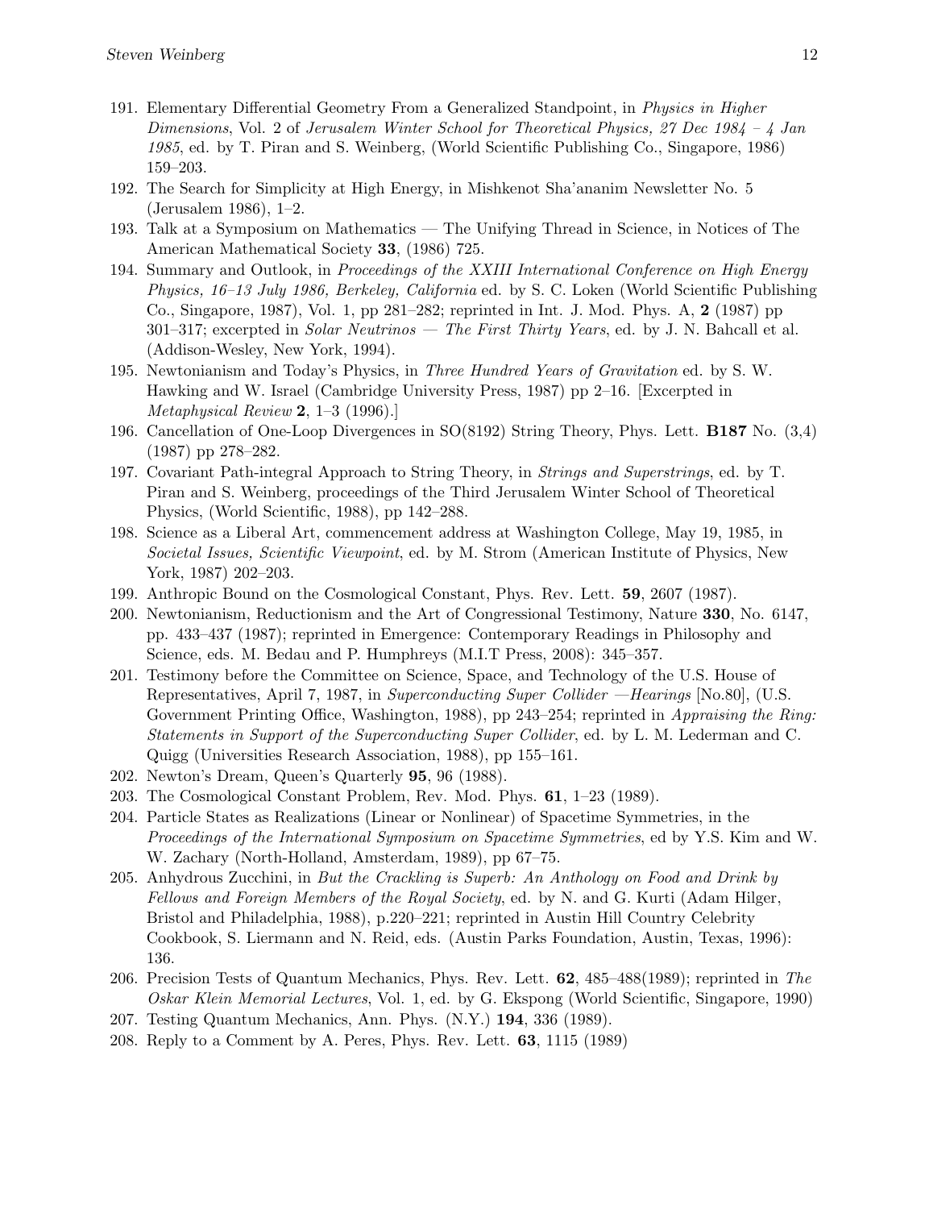191. Elementary Differential Geometry From a Generalized Standpoint, in *Physics in Higher Dimensions*, Vol. 2 of *Jerusalem Winter School for Theoretical Physics, 27 Dec 1984 – 4 Jan 1985*, ed. by T. Piran and S. Weinberg, (World Scientific Publishing Co., Singapore, 1986) 159–203.
192. The Search for Simplicity at High Energy, in Mishkenot Sha'ananim Newsletter No. 5 (Jerusalem 1986), 1–2.
193. Talk at a Symposium on Mathematics — The Unifying Thread in Science, in Notices of The American Mathematical Society **33**, (1986) 725.
194. Summary and Outlook, in *Proceedings of the XXIII International Conference on High Energy Physics, 16–13 July 1986, Berkeley, California* ed. by S. C. Loken (World Scientific Publishing Co., Singapore, 1987), Vol. 1, pp 281–282; reprinted in Int. J. Mod. Phys. A, **2** (1987) pp 301–317; excerpted in *Solar Neutrinos — The First Thirty Years*, ed. by J. N. Bahcall et al. (Addison-Wesley, New York, 1994).
195. Newtonianism and Today's Physics, in *Three Hundred Years of Gravitation* ed. by S. W. Hawking and W. Israel (Cambridge University Press, 1987) pp 2–16. [Excerpted in *Metaphysical Review* **2**, 1–3 (1996).]
196. Cancellation of One-Loop Divergences in SO(8192) String Theory, Phys. Lett. **B187** No. (3,4) (1987) pp 278–282.
197. Covariant Path-integral Approach to String Theory, in *Strings and Superstrings*, ed. by T. Piran and S. Weinberg, proceedings of the Third Jerusalem Winter School of Theoretical Physics, (World Scientific, 1988), pp 142–288.
198. Science as a Liberal Art, commencement address at Washington College, May 19, 1985, in *Societal Issues, Scientific Viewpoint*, ed. by M. Strom (American Institute of Physics, New York, 1987) 202–203.
199. Anthropic Bound on the Cosmological Constant, Phys. Rev. Lett. **59**, 2607 (1987).
200. Newtonianism, Reductionism and the Art of Congressional Testimony, Nature **330**, No. 6147, pp. 433–437 (1987); reprinted in Emergence: Contemporary Readings in Philosophy and Science, eds. M. Bedau and P. Humphreys (M.I.T Press, 2008): 345–357.
201. Testimony before the Committee on Science, Space, and Technology of the U.S. House of Representatives, April 7, 1987, in *Superconducting Super Collider —Hearings* [No.80], (U.S. Government Printing Office, Washington, 1988), pp 243–254; reprinted in *Appraising the Ring: Statements in Support of the Superconducting Super Collider*, ed. by L. M. Lederman and C. Quigg (Universities Research Association, 1988), pp 155–161.
202. Newton's Dream, Queen's Quarterly **95**, 96 (1988).
203. The Cosmological Constant Problem, Rev. Mod. Phys. **61**, 1–23 (1989).
204. Particle States as Realizations (Linear or Nonlinear) of Spacetime Symmetries, in the *Proceedings of the International Symposium on Spacetime Symmetries*, ed by Y.S. Kim and W. W. Zachary (North-Holland, Amsterdam, 1989), pp 67–75.
205. Anhydrous Zucchini, in *But the Crackling is Superb: An Anthology on Food and Drink by Fellows and Foreign Members of the Royal Society*, ed. by N. and G. Kurti (Adam Hilger, Bristol and Philadelphia, 1988), p.220–221; reprinted in Austin Hill Country Celebrity Cookbook, S. Liermann and N. Reid, eds. (Austin Parks Foundation, Austin, Texas, 1996): 136.
206. Precision Tests of Quantum Mechanics, Phys. Rev. Lett. **62**, 485–488(1989); reprinted in *The Oskar Klein Memorial Lectures*, Vol. 1, ed. by G. Ekspong (World Scientific, Singapore, 1990)
207. Testing Quantum Mechanics, Ann. Phys. (N.Y.) **194**, 336 (1989).
208. Reply to a Comment by A. Peres, Phys. Rev. Lett. **63**, 1115 (1989)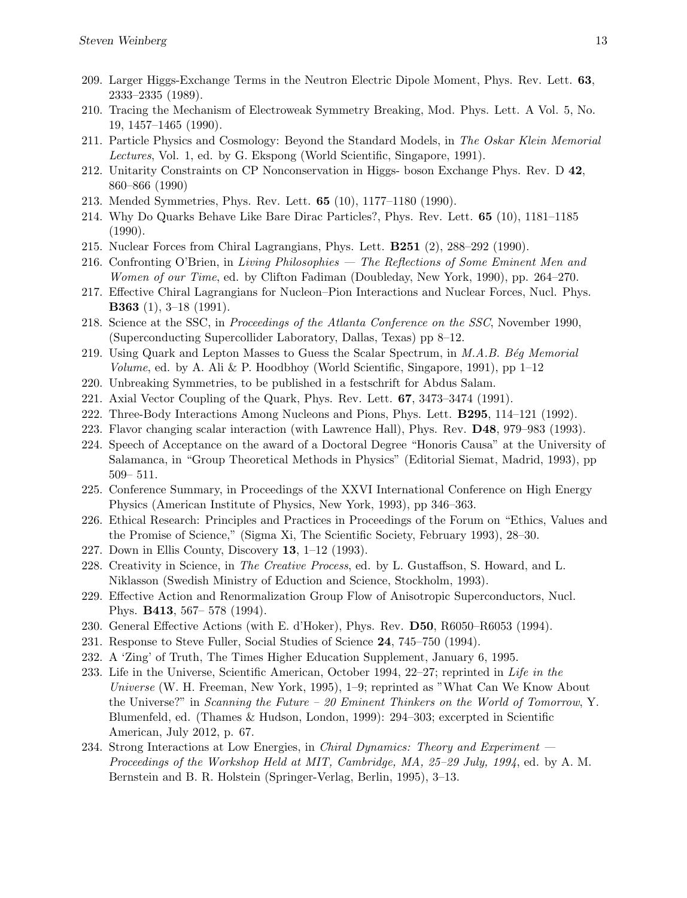209. Larger Higgs-Exchange Terms in the Neutron Electric Dipole Moment, Phys. Rev. Lett. **63**, 2333–2335 (1989).
210. Tracing the Mechanism of Electroweak Symmetry Breaking, Mod. Phys. Lett. A Vol. 5, No. 19, 1457–1465 (1990).
211. Particle Physics and Cosmology: Beyond the Standard Models, in *The Oskar Klein Memorial Lectures*, Vol. 1, ed. by G. Ekspong (World Scientific, Singapore, 1991).
212. Unitarity Constraints on CP Nonconservation in Higgs- boson Exchange Phys. Rev. D **42**, 860–866 (1990)
213. Mended Symmetries, Phys. Rev. Lett. **65** (10), 1177–1180 (1990).
214. Why Do Quarks Behave Like Bare Dirac Particles?, Phys. Rev. Lett. **65** (10), 1181–1185 (1990).
215. Nuclear Forces from Chiral Lagrangians, Phys. Lett. **B251** (2), 288–292 (1990).
216. Confronting O'Brien, in *Living Philosophies — The Reflections of Some Eminent Men and Women of our Time*, ed. by Clifton Fadiman (Doubleday, New York, 1990), pp. 264–270.
217. Effective Chiral Lagrangians for Nucleon–Pion Interactions and Nuclear Forces, Nucl. Phys. **B363** (1), 3–18 (1991).
218. Science at the SSC, in *Proceedings of the Atlanta Conference on the SSC*, November 1990, (Superconducting Supercollider Laboratory, Dallas, Texas) pp 8–12.
219. Using Quark and Lepton Masses to Guess the Scalar Spectrum, in *M.A.B. Bég Memorial Volume*, ed. by A. Ali & P. Hoodbhoy (World Scientific, Singapore, 1991), pp 1–12
220. Unbreaking Symmetries, to be published in a festschrift for Abdus Salam.
221. Axial Vector Coupling of the Quark, Phys. Rev. Lett. **67**, 3473–3474 (1991).
222. Three-Body Interactions Among Nucleons and Pions, Phys. Lett. **B295**, 114–121 (1992).
223. Flavor changing scalar interaction (with Lawrence Hall), Phys. Rev. **D48**, 979–983 (1993).
224. Speech of Acceptance on the award of a Doctoral Degree "Honoris Causa" at the University of Salamanca, in "Group Theoretical Methods in Physics" (Editorial Siemat, Madrid, 1993), pp 509– 511.
225. Conference Summary, in Proceedings of the XXVI International Conference on High Energy Physics (American Institute of Physics, New York, 1993), pp 346–363.
226. Ethical Research: Principles and Practices in Proceedings of the Forum on "Ethics, Values and the Promise of Science," (Sigma Xi, The Scientific Society, February 1993), 28–30.
227. Down in Ellis County, Discovery **13**, 1–12 (1993).
228. Creativity in Science, in *The Creative Process*, ed. by L. Gustaffson, S. Howard, and L. Niklasson (Swedish Ministry of Eduction and Science, Stockholm, 1993).
229. Effective Action and Renormalization Group Flow of Anisotropic Superconductors, Nucl. Phys. **B413**, 567– 578 (1994).
230. General Effective Actions (with E. d'Hoker), Phys. Rev. **D50**, R6050–R6053 (1994).
231. Response to Steve Fuller, Social Studies of Science **24**, 745–750 (1994).
232. A 'Zing' of Truth, The Times Higher Education Supplement, January 6, 1995.
233. Life in the Universe, Scientific American, October 1994, 22–27; reprinted in *Life in the Universe* (W. H. Freeman, New York, 1995), 1–9; reprinted as "What Can We Know About the Universe?" in *Scanning the Future – 20 Eminent Thinkers on the World of Tomorrow*, Y. Blumenfeld, ed. (Thames & Hudson, London, 1999): 294–303; excerpted in Scientific American, July 2012, p. 67.
234. Strong Interactions at Low Energies, in *Chiral Dynamics: Theory and Experiment — Proceedings of the Workshop Held at MIT, Cambridge, MA, 25–29 July, 1994*, ed. by A. M. Bernstein and B. R. Holstein (Springer-Verlag, Berlin, 1995), 3–13.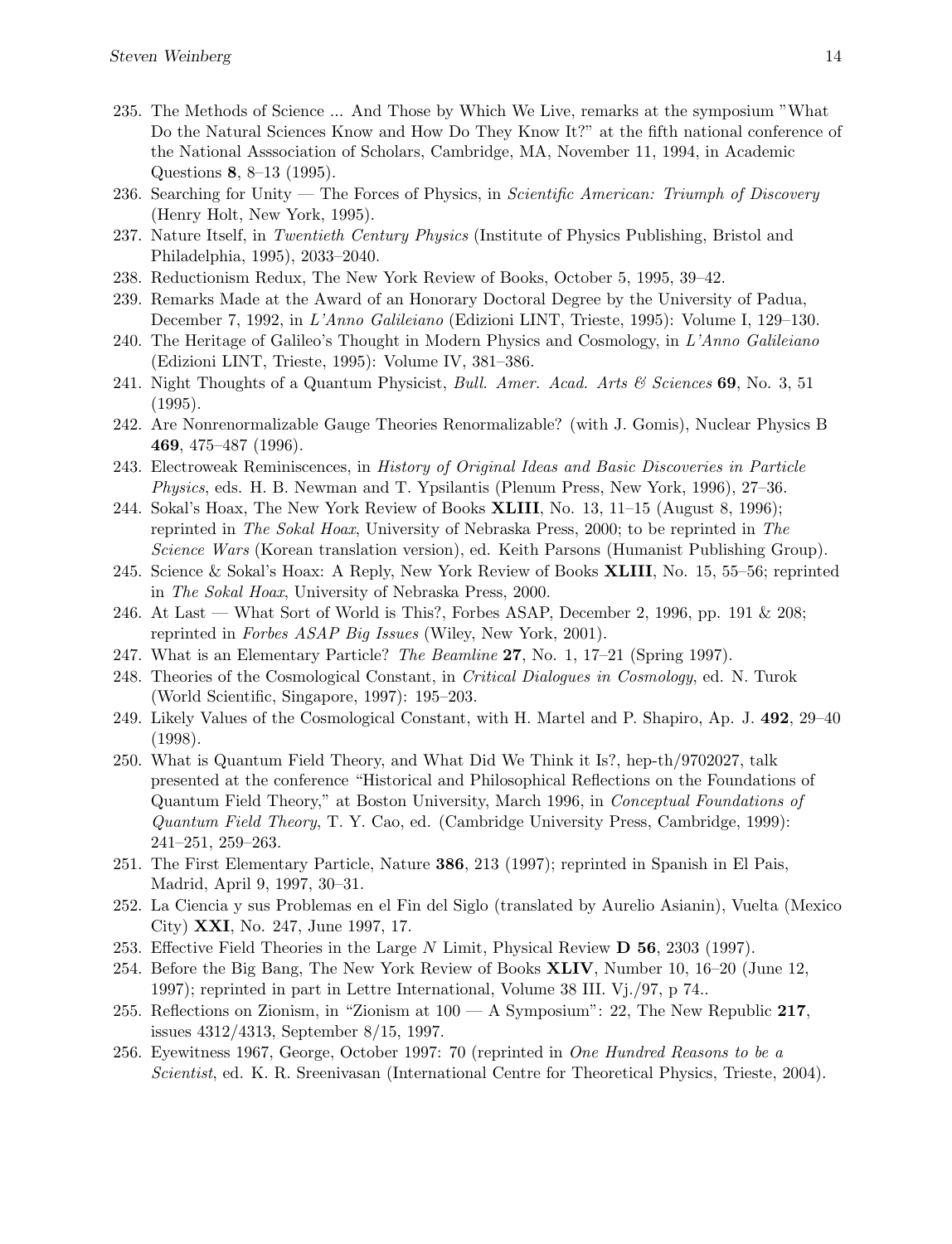235. The Methods of Science ... And Those by Which We Live, remarks at the symposium "What Do the Natural Sciences Know and How Do They Know It?" at the fifth national conference of the National Asssociation of Scholars, Cambridge, MA, November 11, 1994, in Academic Questions **8**, 8–13 (1995).
236. Searching for Unity — The Forces of Physics, in *Scientific American: Triumph of Discovery* (Henry Holt, New York, 1995).
237. Nature Itself, in *Twentieth Century Physics* (Institute of Physics Publishing, Bristol and Philadelphia, 1995), 2033–2040.
238. Reductionism Redux, The New York Review of Books, October 5, 1995, 39–42.
239. Remarks Made at the Award of an Honorary Doctoral Degree by the University of Padua, December 7, 1992, in *L'Anno Galileiano* (Edizioni LINT, Trieste, 1995): Volume I, 129–130.
240. The Heritage of Galileo's Thought in Modern Physics and Cosmology, in *L'Anno Galileiano* (Edizioni LINT, Trieste, 1995): Volume IV, 381–386.
241. Night Thoughts of a Quantum Physicist, *Bull. Amer. Acad. Arts & Sciences* **69**, No. 3, 51 (1995).
242. Are Nonrenormalizable Gauge Theories Renormalizable? (with J. Gomis), Nuclear Physics B **469**, 475–487 (1996).
243. Electroweak Reminiscences, in *History of Original Ideas and Basic Discoveries in Particle Physics*, eds. H. B. Newman and T. Ypsilantis (Plenum Press, New York, 1996), 27–36.
244. Sokal's Hoax, The New York Review of Books **XLIII**, No. 13, 11–15 (August 8, 1996); reprinted in *The Sokal Hoax*, University of Nebraska Press, 2000; to be reprinted in *The Science Wars* (Korean translation version), ed. Keith Parsons (Humanist Publishing Group).
245. Science & Sokal's Hoax: A Reply, New York Review of Books **XLIII**, No. 15, 55–56; reprinted in *The Sokal Hoax*, University of Nebraska Press, 2000.
246. At Last — What Sort of World is This?, Forbes ASAP, December 2, 1996, pp. 191 & 208; reprinted in *Forbes ASAP Big Issues* (Wiley, New York, 2001).
247. What is an Elementary Particle? *The Beamline* **27**, No. 1, 17–21 (Spring 1997).
248. Theories of the Cosmological Constant, in *Critical Dialogues in Cosmology*, ed. N. Turok (World Scientific, Singapore, 1997): 195–203.
249. Likely Values of the Cosmological Constant, with H. Martel and P. Shapiro, Ap. J. **492**, 29–40 (1998).
250. What is Quantum Field Theory, and What Did We Think it Is?, hep-th/9702027, talk presented at the conference "Historical and Philosophical Reflections on the Foundations of Quantum Field Theory," at Boston University, March 1996, in *Conceptual Foundations of Quantum Field Theory*, T. Y. Cao, ed. (Cambridge University Press, Cambridge, 1999): 241–251, 259–263.
251. The First Elementary Particle, Nature **386**, 213 (1997); reprinted in Spanish in El Pais, Madrid, April 9, 1997, 30–31.
252. La Ciencia y sus Problemas en el Fin del Siglo (translated by Aurelio Asianin), Vuelta (Mexico City) **XXI**, No. 247, June 1997, 17.
253. Effective Field Theories in the Large $N$ Limit, Physical Review **D 56**, 2303 (1997).
254. Before the Big Bang, The New York Review of Books **XLIV**, Number 10, 16–20 (June 12, 1997); reprinted in part in Lettre International, Volume 38 III. Vj./97, p 74..
255. Reflections on Zionism, in "Zionism at 100 — A Symposium": 22, The New Republic **217**, issues 4312/4313, September 8/15, 1997.
256. Eyewitness 1967, George, October 1997: 70 (reprinted in *One Hundred Reasons to be a Scientist*, ed. K. R. Sreenivasan (International Centre for Theoretical Physics, Trieste, 2004).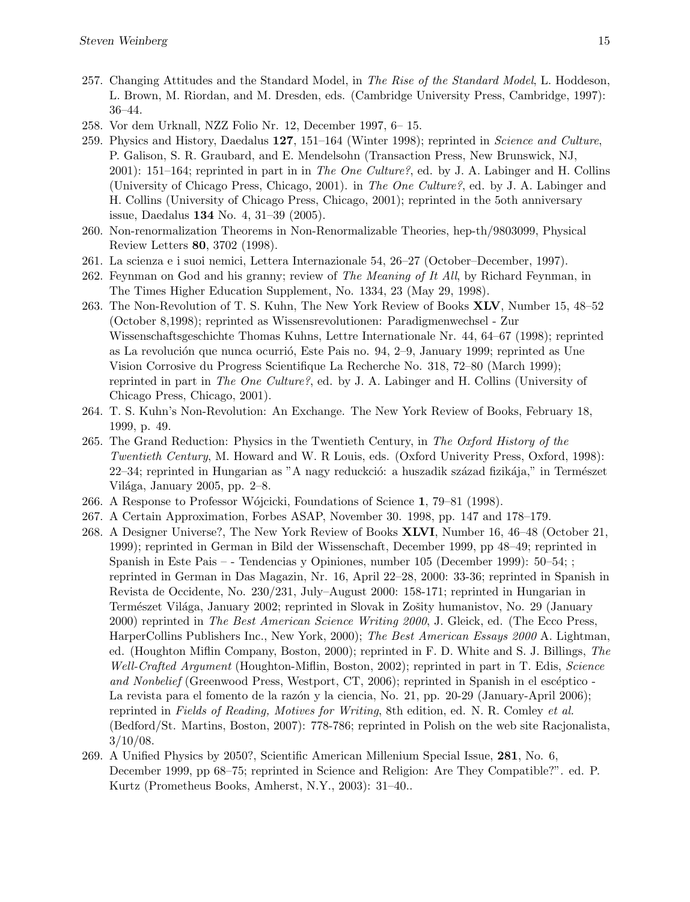257. Changing Attitudes and the Standard Model, in *The Rise of the Standard Model*, L. Hoddeson, L. Brown, M. Riordan, and M. Dresden, eds. (Cambridge University Press, Cambridge, 1997): 36–44.
258. Vor dem Urknall, NZZ Folio Nr. 12, December 1997, 6– 15.
259. Physics and History, Daedalus **127**, 151–164 (Winter 1998); reprinted in *Science and Culture*, P. Galison, S. R. Graubard, and E. Mendelsohn (Transaction Press, New Brunswick, NJ, 2001): 151–164; reprinted in part in in *The One Culture?*, ed. by J. A. Labinger and H. Collins (University of Chicago Press, Chicago, 2001). in *The One Culture?*, ed. by J. A. Labinger and H. Collins (University of Chicago Press, Chicago, 2001); reprinted in the 5oth anniversary issue, Daedalus **134** No. 4, 31–39 (2005).
260. Non-renormalization Theorems in Non-Renormalizable Theories, hep-th/9803099, Physical Review Letters **80**, 3702 (1998).
261. La scienza e i suoi nemici, Lettera Internazionale 54, 26–27 (October–December, 1997).
262. Feynman on God and his granny; review of *The Meaning of It All*, by Richard Feynman, in The Times Higher Education Supplement, No. 1334, 23 (May 29, 1998).
263. The Non-Revolution of T. S. Kuhn, The New York Review of Books **XLV**, Number 15, 48–52 (October 8,1998); reprinted as Wissensrevolutionen: Paradigmenwechsel - Zur Wissenschaftsgeschichte Thomas Kuhns, Lettre Internationale Nr. 44, 64–67 (1998); reprinted as La revolución que nunca ocurrió, Este Pais no. 94, 2–9, January 1999; reprinted as Une Vision Corrosive du Progress Scientifique La Recherche No. 318, 72–80 (March 1999); reprinted in part in *The One Culture?*, ed. by J. A. Labinger and H. Collins (University of Chicago Press, Chicago, 2001).
264. T. S. Kuhn's Non-Revolution: An Exchange. The New York Review of Books, February 18, 1999, p. 49.
265. The Grand Reduction: Physics in the Twentieth Century, in *The Oxford History of the Twentieth Century*, M. Howard and W. R Louis, eds. (Oxford Univerity Press, Oxford, 1998): 22–34; reprinted in Hungarian as "A nagy reduckció: a huszadik század fizikája," in Természet Világa, January 2005, pp. 2–8.
266. A Response to Professor Wójcicki, Foundations of Science **1**, 79–81 (1998).
267. A Certain Approximation, Forbes ASAP, November 30. 1998, pp. 147 and 178–179.
268. A Designer Universe?, The New York Review of Books **XLVI**, Number 16, 46–48 (October 21, 1999); reprinted in German in Bild der Wissenschaft, December 1999, pp 48–49; reprinted in Spanish in Este Pais – - Tendencias y Opiniones, number 105 (December 1999): 50–54; ; reprinted in German in Das Magazin, Nr. 16, April 22–28, 2000: 33-36; reprinted in Spanish in Revista de Occidente, No. 230/231, July–August 2000: 158-171; reprinted in Hungarian in Természet Világa, January 2002; reprinted in Slovak in Zošity humanistov, No. 29 (January 2000) reprinted in *The Best American Science Writing 2000*, J. Gleick, ed. (The Ecco Press, HarperCollins Publishers Inc., New York, 2000); *The Best American Essays 2000* A. Lightman, ed. (Houghton Miflin Company, Boston, 2000); reprinted in F. D. White and S. J. Billings, *The Well-Crafted Argument* (Houghton-Miflin, Boston, 2002); reprinted in part in T. Edis, *Science and Nonbelief* (Greenwood Press, Westport, CT, 2006); reprinted in Spanish in el escéptico - La revista para el fomento de la razón y la ciencia, No. 21, pp. 20-29 (January-April 2006); reprinted in *Fields of Reading, Motives for Writing*, 8th edition, ed. N. R. Comley *et al.* (Bedford/St. Martins, Boston, 2007): 778-786; reprinted in Polish on the web site Racjonalista, 3/10/08.
269. A Unified Physics by 2050?, Scientific American Millenium Special Issue, **281**, No. 6, December 1999, pp 68–75; reprinted in Science and Religion: Are They Compatible?". ed. P. Kurtz (Prometheus Books, Amherst, N.Y., 2003): 31–40..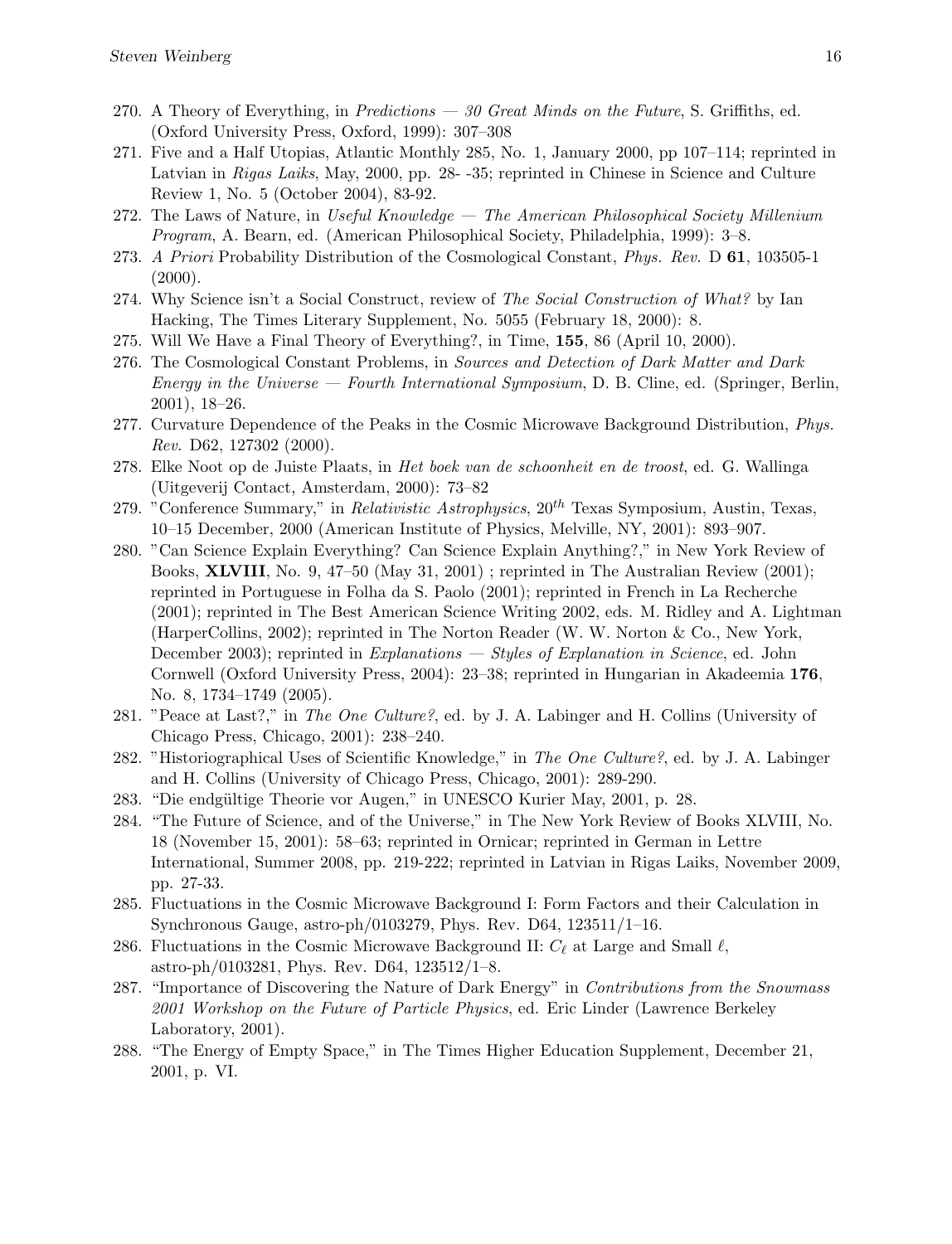270. A Theory of Everything, in *Predictions — 30 Great Minds on the Future*, S. Griffiths, ed. (Oxford University Press, Oxford, 1999): 307–308
271. Five and a Half Utopias, Atlantic Monthly 285, No. 1, January 2000, pp 107–114; reprinted in Latvian in *Rigas Laiks*, May, 2000, pp. 28- -35; reprinted in Chinese in Science and Culture Review 1, No. 5 (October 2004), 83-92.
272. The Laws of Nature, in *Useful Knowledge — The American Philosophical Society Millenium Program*, A. Bearn, ed. (American Philosophical Society, Philadelphia, 1999): 3–8.
273. *A Priori* Probability Distribution of the Cosmological Constant, *Phys. Rev.* D **61**, 103505-1 (2000).
274. Why Science isn't a Social Construct, review of *The Social Construction of What?* by Ian Hacking, The Times Literary Supplement, No. 5055 (February 18, 2000): 8.
275. Will We Have a Final Theory of Everything?, in Time, **155**, 86 (April 10, 2000).
276. The Cosmological Constant Problems, in *Sources and Detection of Dark Matter and Dark Energy in the Universe — Fourth International Symposium*, D. B. Cline, ed. (Springer, Berlin, 2001), 18–26.
277. Curvature Dependence of the Peaks in the Cosmic Microwave Background Distribution, *Phys. Rev.* D62, 127302 (2000).
278. Elke Noot op de Juiste Plaats, in *Het boek van de schoonheit en de troost*, ed. G. Wallinga (Uitgeverij Contact, Amsterdam, 2000): 73–82
279. "Conference Summary," in *Relativistic Astrophysics*, 20$^{th}$ Texas Symposium, Austin, Texas, 10–15 December, 2000 (American Institute of Physics, Melville, NY, 2001): 893–907.
280. "Can Science Explain Everything? Can Science Explain Anything?," in New York Review of Books, **XLVIII**, No. 9, 47–50 (May 31, 2001) ; reprinted in The Australian Review (2001); reprinted in Portuguese in Folha da S. Paolo (2001); reprinted in French in La Recherche (2001); reprinted in The Best American Science Writing 2002, eds. M. Ridley and A. Lightman (HarperCollins, 2002); reprinted in The Norton Reader (W. W. Norton & Co., New York, December 2003); reprinted in *Explanations — Styles of Explanation in Science*, ed. John Cornwell (Oxford University Press, 2004): 23–38; reprinted in Hungarian in Akadeemia **176**, No. 8, 1734–1749 (2005).
281. "Peace at Last?," in *The One Culture?*, ed. by J. A. Labinger and H. Collins (University of Chicago Press, Chicago, 2001): 238–240.
282. "Historiographical Uses of Scientific Knowledge," in *The One Culture?*, ed. by J. A. Labinger and H. Collins (University of Chicago Press, Chicago, 2001): 289-290.
283. "Die endgültige Theorie vor Augen," in UNESCO Kurier May, 2001, p. 28.
284. "The Future of Science, and of the Universe," in The New York Review of Books XLVIII, No. 18 (November 15, 2001): 58–63; reprinted in Ornicar; reprinted in German in Lettre International, Summer 2008, pp. 219-222; reprinted in Latvian in Rigas Laiks, November 2009, pp. 27-33.
285. Fluctuations in the Cosmic Microwave Background I: Form Factors and their Calculation in Synchronous Gauge, astro-ph/0103279, Phys. Rev. D64, 123511/1–16.
286. Fluctuations in the Cosmic Microwave Background II: $C_\ell$ at Large and Small $\ell$, astro-ph/0103281, Phys. Rev. D64, 123512/1–8.
287. "Importance of Discovering the Nature of Dark Energy" in *Contributions from the Snowmass 2001 Workshop on the Future of Particle Physics*, ed. Eric Linder (Lawrence Berkeley Laboratory, 2001).
288. "The Energy of Empty Space," in The Times Higher Education Supplement, December 21, 2001, p. VI.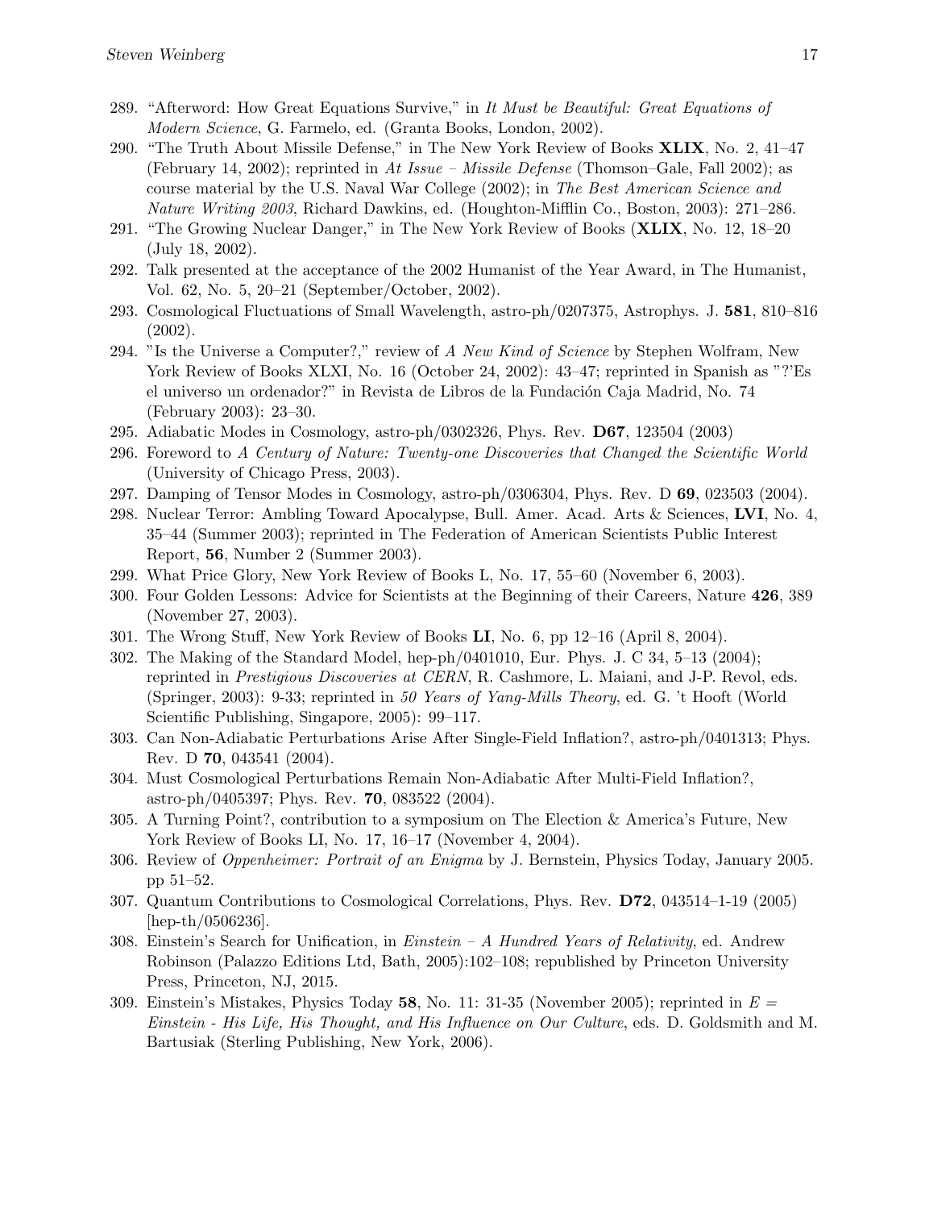289. "Afterword: How Great Equations Survive," in *It Must be Beautiful: Great Equations of Modern Science*, G. Farmelo, ed. (Granta Books, London, 2002).
290. "The Truth About Missile Defense," in The New York Review of Books **XLIX**, No. 2, 41–47 (February 14, 2002); reprinted in *At Issue – Missile Defense* (Thomson–Gale, Fall 2002); as course material by the U.S. Naval War College (2002); in *The Best American Science and Nature Writing 2003*, Richard Dawkins, ed. (Houghton-Mifflin Co., Boston, 2003): 271–286.
291. "The Growing Nuclear Danger," in The New York Review of Books (**XLIX**, No. 12, 18–20 (July 18, 2002).
292. Talk presented at the acceptance of the 2002 Humanist of the Year Award, in The Humanist, Vol. 62, No. 5, 20–21 (September/October, 2002).
293. Cosmological Fluctuations of Small Wavelength, astro-ph/0207375, Astrophys. J. **581**, 810–816 (2002).
294. "Is the Universe a Computer?," review of *A New Kind of Science* by Stephen Wolfram, New York Review of Books XLXI, No. 16 (October 24, 2002): 43–47; reprinted in Spanish as "?'Es el universo un ordenador?" in Revista de Libros de la Fundación Caja Madrid, No. 74 (February 2003): 23–30.
295. Adiabatic Modes in Cosmology, astro-ph/0302326, Phys. Rev. **D67**, 123504 (2003)
296. Foreword to *A Century of Nature: Twenty-one Discoveries that Changed the Scientific World* (University of Chicago Press, 2003).
297. Damping of Tensor Modes in Cosmology, astro-ph/0306304, Phys. Rev. D **69**, 023503 (2004).
298. Nuclear Terror: Ambling Toward Apocalypse, Bull. Amer. Acad. Arts & Sciences, **LVI**, No. 4, 35–44 (Summer 2003); reprinted in The Federation of American Scientists Public Interest Report, **56**, Number 2 (Summer 2003).
299. What Price Glory, New York Review of Books L, No. 17, 55–60 (November 6, 2003).
300. Four Golden Lessons: Advice for Scientists at the Beginning of their Careers, Nature **426**, 389 (November 27, 2003).
301. The Wrong Stuff, New York Review of Books **LI**, No. 6, pp 12–16 (April 8, 2004).
302. The Making of the Standard Model, hep-ph/0401010, Eur. Phys. J. C 34, 5–13 (2004); reprinted in *Prestigious Discoveries at CERN*, R. Cashmore, L. Maiani, and J-P. Revol, eds. (Springer, 2003): 9-33; reprinted in *50 Years of Yang-Mills Theory*, ed. G. 't Hooft (World Scientific Publishing, Singapore, 2005): 99–117.
303. Can Non-Adiabatic Perturbations Arise After Single-Field Inflation?, astro-ph/0401313; Phys. Rev. D **70**, 043541 (2004).
304. Must Cosmological Perturbations Remain Non-Adiabatic After Multi-Field Inflation?, astro-ph/0405397; Phys. Rev. **70**, 083522 (2004).
305. A Turning Point?, contribution to a symposium on The Election & America's Future, New York Review of Books LI, No. 17, 16–17 (November 4, 2004).
306. Review of *Oppenheimer: Portrait of an Enigma* by J. Bernstein, Physics Today, January 2005. pp 51–52.
307. Quantum Contributions to Cosmological Correlations, Phys. Rev. **D72**, 043514–1-19 (2005) [hep-th/0506236].
308. Einstein's Search for Unification, in *Einstein – A Hundred Years of Relativity*, ed. Andrew Robinson (Palazzo Editions Ltd, Bath, 2005):102–108; republished by Princeton University Press, Princeton, NJ, 2015.
309. Einstein's Mistakes, Physics Today **58**, No. 11: 31-35 (November 2005); reprinted in *E = Einstein - His Life, His Thought, and His Influence on Our Culture*, eds. D. Goldsmith and M. Bartusiak (Sterling Publishing, New York, 2006).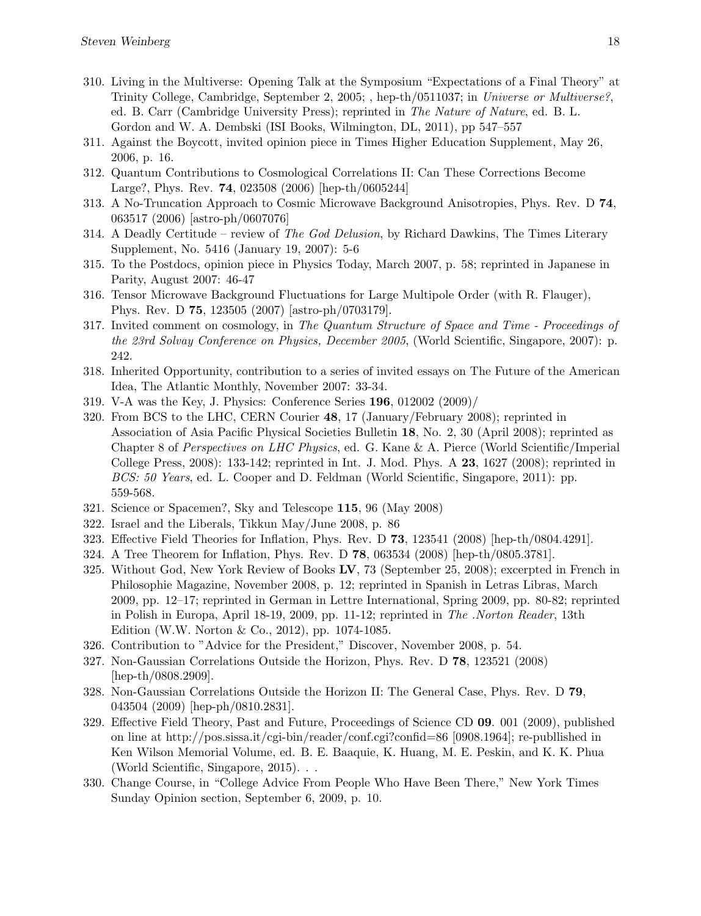310. Living in the Multiverse: Opening Talk at the Symposium "Expectations of a Final Theory" at Trinity College, Cambridge, September 2, 2005; , hep-th/0511037; in *Universe or Multiverse?*, ed. B. Carr (Cambridge University Press); reprinted in *The Nature of Nature*, ed. B. L. Gordon and W. A. Dembski (ISI Books, Wilmington, DL, 2011), pp 547–557
311. Against the Boycott, invited opinion piece in Times Higher Education Supplement, May 26, 2006, p. 16.
312. Quantum Contributions to Cosmological Correlations II: Can These Corrections Become Large?, Phys. Rev. **74**, 023508 (2006) [hep-th/0605244]
313. A No-Truncation Approach to Cosmic Microwave Background Anisotropies, Phys. Rev. D **74**, 063517 (2006) [astro-ph/0607076]
314. A Deadly Certitude – review of *The God Delusion*, by Richard Dawkins, The Times Literary Supplement, No. 5416 (January 19, 2007): 5-6
315. To the Postdocs, opinion piece in Physics Today, March 2007, p. 58; reprinted in Japanese in Parity, August 2007: 46-47
316. Tensor Microwave Background Fluctuations for Large Multipole Order (with R. Flauger), Phys. Rev. D **75**, 123505 (2007) [astro-ph/0703179].
317. Invited comment on cosmology, in *The Quantum Structure of Space and Time - Proceedings of the 23rd Solvay Conference on Physics, December 2005*, (World Scientific, Singapore, 2007): p. 242.
318. Inherited Opportunity, contribution to a series of invited essays on The Future of the American Idea, The Atlantic Monthly, November 2007: 33-34.
319. V-A was the Key, J. Physics: Conference Series **196**, 012002 (2009)/
320. From BCS to the LHC, CERN Courier **48**, 17 (January/February 2008); reprinted in Association of Asia Pacific Physical Societies Bulletin **18**, No. 2, 30 (April 2008); reprinted as Chapter 8 of *Perspectives on LHC Physics*, ed. G. Kane & A. Pierce (World Scientific/Imperial College Press, 2008): 133-142; reprinted in Int. J. Mod. Phys. A **23**, 1627 (2008); reprinted in *BCS: 50 Years*, ed. L. Cooper and D. Feldman (World Scientific, Singapore, 2011): pp. 559-568.
321. Science or Spacemen?, Sky and Telescope **115**, 96 (May 2008)
322. Israel and the Liberals, Tikkun May/June 2008, p. 86
323. Effective Field Theories for Inflation, Phys. Rev. D **73**, 123541 (2008) [hep-th/0804.4291].
324. A Tree Theorem for Inflation, Phys. Rev. D **78**, 063534 (2008) [hep-th/0805.3781].
325. Without God, New York Review of Books **LV**, 73 (September 25, 2008); excerpted in French in Philosophie Magazine, November 2008, p. 12; reprinted in Spanish in Letras Libras, March 2009, pp. 12–17; reprinted in German in Lettre International, Spring 2009, pp. 80-82; reprinted in Polish in Europa, April 18-19, 2009, pp. 11-12; reprinted in *The .Norton Reader*, 13th Edition (W.W. Norton & Co., 2012), pp. 1074-1085.
326. Contribution to "Advice for the President," Discover, November 2008, p. 54.
327. Non-Gaussian Correlations Outside the Horizon, Phys. Rev. D **78**, 123521 (2008) [hep-th/0808.2909].
328. Non-Gaussian Correlations Outside the Horizon II: The General Case, Phys. Rev. D **79**, 043504 (2009) [hep-ph/0810.2831].
329. Effective Field Theory, Past and Future, Proceedings of Science CD **09**. 001 (2009), published on line at http://pos.sissa.it/cgi-bin/reader/conf.cgi?confid=86 [0908.1964]; re-publlished in Ken Wilson Memorial Volume, ed. B. E. Baaquie, K. Huang, M. E. Peskin, and K. K. Phua (World Scientific, Singapore, 2015). . .
330. Change Course, in "College Advice From People Who Have Been There," New York Times Sunday Opinion section, September 6, 2009, p. 10.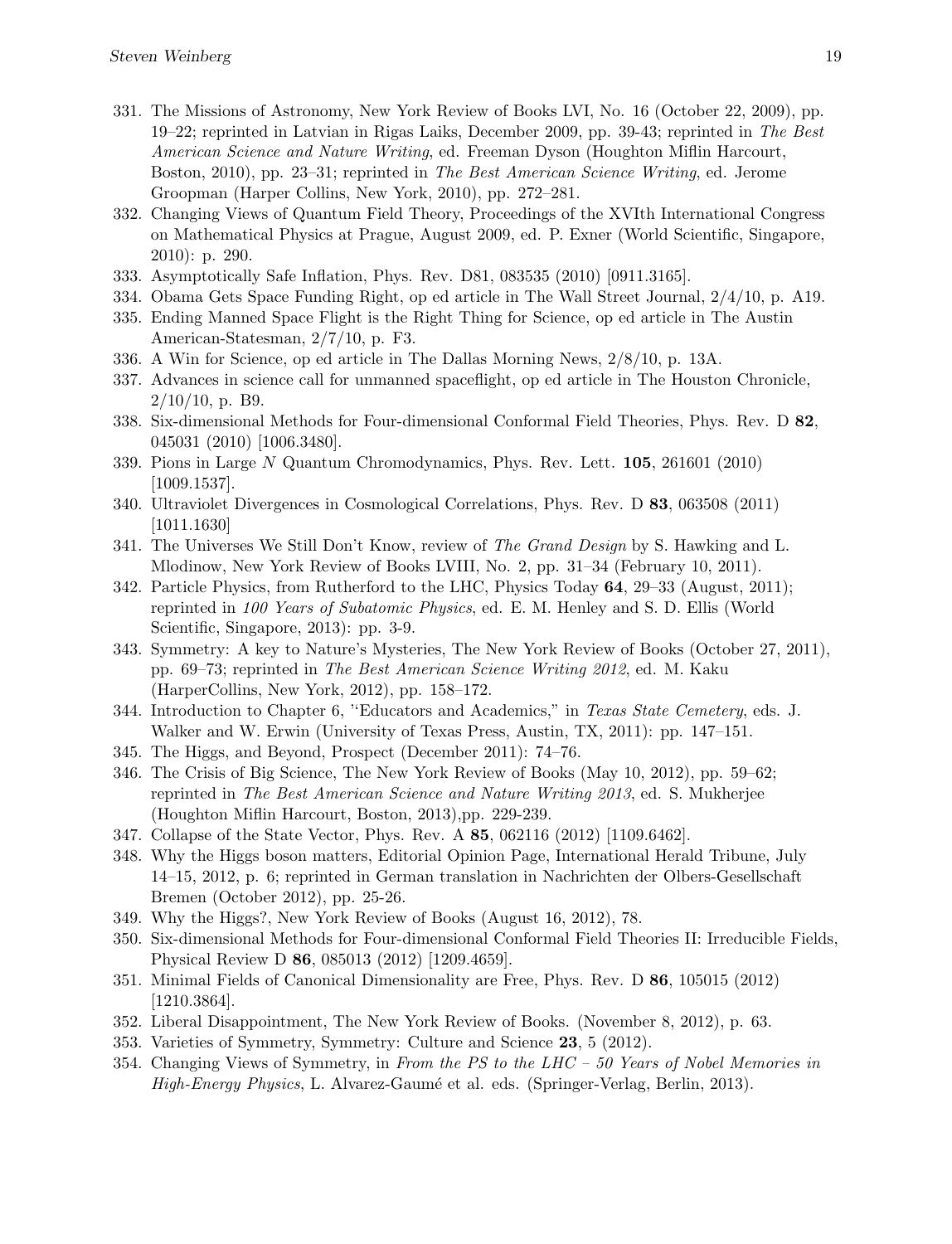331. The Missions of Astronomy, New York Review of Books LVI, No. 16 (October 22, 2009), pp. 19–22; reprinted in Latvian in Rigas Laiks, December 2009, pp. 39-43; reprinted in *The Best American Science and Nature Writing*, ed. Freeman Dyson (Houghton Miflin Harcourt, Boston, 2010), pp. 23–31; reprinted in *The Best American Science Writing*, ed. Jerome Groopman (Harper Collins, New York, 2010), pp. 272–281.
332. Changing Views of Quantum Field Theory, Proceedings of the XVIth International Congress on Mathematical Physics at Prague, August 2009, ed. P. Exner (World Scientific, Singapore, 2010): p. 290.
333. Asymptotically Safe Inflation, Phys. Rev. D81, 083535 (2010) [0911.3165].
334. Obama Gets Space Funding Right, op ed article in The Wall Street Journal, 2/4/10, p. A19.
335. Ending Manned Space Flight is the Right Thing for Science, op ed article in The Austin American-Statesman, 2/7/10, p. F3.
336. A Win for Science, op ed article in The Dallas Morning News, 2/8/10, p. 13A.
337. Advances in science call for unmanned spaceflight, op ed article in The Houston Chronicle, 2/10/10, p. B9.
338. Six-dimensional Methods for Four-dimensional Conformal Field Theories, Phys. Rev. D **82**, 045031 (2010) [1006.3480].
339. Pions in Large $N$ Quantum Chromodynamics, Phys. Rev. Lett. **105**, 261601 (2010) [1009.1537].
340. Ultraviolet Divergences in Cosmological Correlations, Phys. Rev. D **83**, 063508 (2011) [1011.1630]
341. The Universes We Still Don't Know, review of *The Grand Design* by S. Hawking and L. Mlodinow, New York Review of Books LVIII, No. 2, pp. 31–34 (February 10, 2011).
342. Particle Physics, from Rutherford to the LHC, Physics Today **64**, 29–33 (August, 2011); reprinted in *100 Years of Subatomic Physics*, ed. E. M. Henley and S. D. Ellis (World Scientific, Singapore, 2013): pp. 3-9.
343. Symmetry: A key to Nature's Mysteries, The New York Review of Books (October 27, 2011), pp. 69–73; reprinted in *The Best American Science Writing 2012*, ed. M. Kaku (HarperCollins, New York, 2012), pp. 158–172.
344. Introduction to Chapter 6, ''Educators and Academics," in *Texas State Cemetery*, eds. J. Walker and W. Erwin (University of Texas Press, Austin, TX, 2011): pp. 147–151.
345. The Higgs, and Beyond, Prospect (December 2011): 74–76.
346. The Crisis of Big Science, The New York Review of Books (May 10, 2012), pp. 59–62; reprinted in *The Best American Science and Nature Writing 2013*, ed. S. Mukherjee (Houghton Miflin Harcourt, Boston, 2013),pp. 229-239.
347. Collapse of the State Vector, Phys. Rev. A **85**, 062116 (2012) [1109.6462].
348. Why the Higgs boson matters, Editorial Opinion Page, International Herald Tribune, July 14–15, 2012, p. 6; reprinted in German translation in Nachrichten der Olbers-Gesellschaft Bremen (October 2012), pp. 25-26.
349. Why the Higgs?, New York Review of Books (August 16, 2012), 78.
350. Six-dimensional Methods for Four-dimensional Conformal Field Theories II: Irreducible Fields, Physical Review D **86**, 085013 (2012) [1209.4659].
351. Minimal Fields of Canonical Dimensionality are Free, Phys. Rev. D **86**, 105015 (2012) [1210.3864].
352. Liberal Disappointment, The New York Review of Books. (November 8, 2012), p. 63.
353. Varieties of Symmetry, Symmetry: Culture and Science **23**, 5 (2012).
354. Changing Views of Symmetry, in *From the PS to the LHC – 50 Years of Nobel Memories in High-Energy Physics*, L. Alvarez-Gaumé et al. eds. (Springer-Verlag, Berlin, 2013).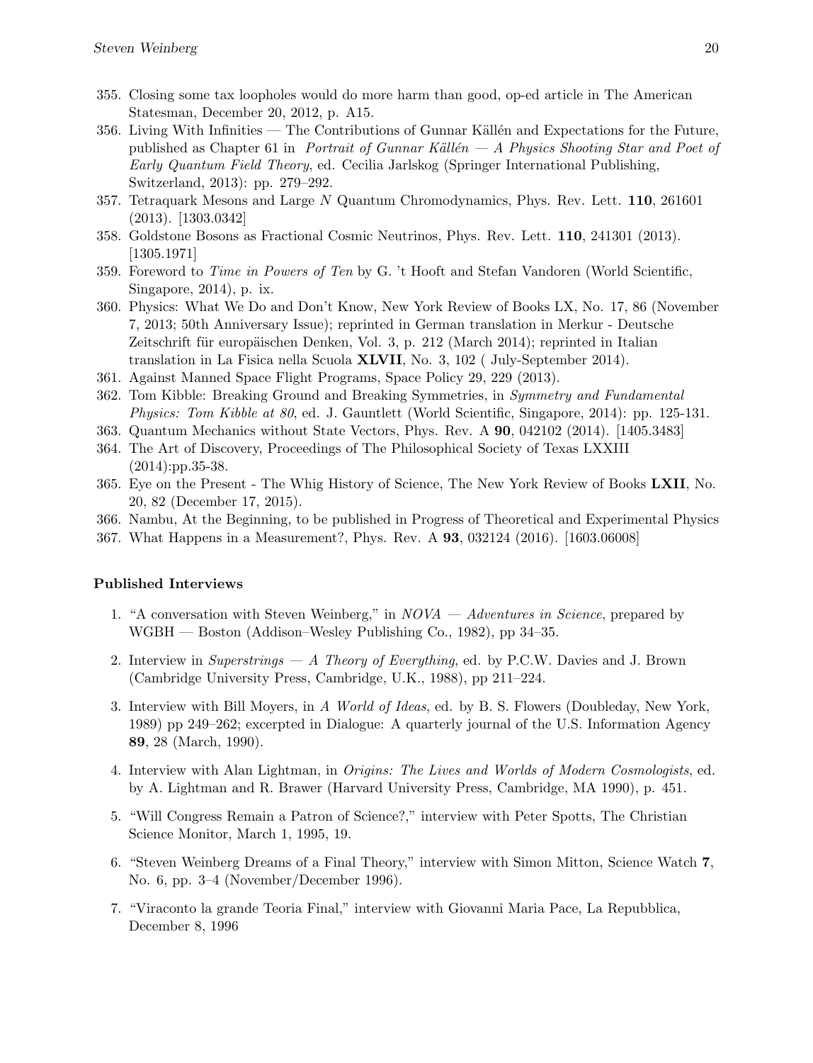355. Closing some tax loopholes would do more harm than good, op-ed article in The American Statesman, December 20, 2012, p. A15.
356. Living With Infinities — The Contributions of Gunnar Källén and Expectations for the Future, published as Chapter 61 in *Portrait of Gunnar Källén — A Physics Shooting Star and Poet of Early Quantum Field Theory*, ed. Cecilia Jarlskog (Springer International Publishing, Switzerland, 2013): pp. 279–292.
357. Tetraquark Mesons and Large $N$ Quantum Chromodynamics, Phys. Rev. Lett. **110**, 261601 (2013). [1303.0342]
358. Goldstone Bosons as Fractional Cosmic Neutrinos, Phys. Rev. Lett. **110**, 241301 (2013). [1305.1971]
359. Foreword to *Time in Powers of Ten* by G. 't Hooft and Stefan Vandoren (World Scientific, Singapore, 2014), p. ix.
360. Physics: What We Do and Don't Know, New York Review of Books LX, No. 17, 86 (November 7, 2013; 50th Anniversary Issue); reprinted in German translation in Merkur - Deutsche Zeitschrift für europäischen Denken, Vol. 3, p. 212 (March 2014); reprinted in Italian translation in La Fisica nella Scuola **XLVII**, No. 3, 102 ( July-September 2014).
361. Against Manned Space Flight Programs, Space Policy 29, 229 (2013).
362. Tom Kibble: Breaking Ground and Breaking Symmetries, in *Symmetry and Fundamental Physics: Tom Kibble at 80*, ed. J. Gauntlett (World Scientific, Singapore, 2014): pp. 125-131.
363. Quantum Mechanics without State Vectors, Phys. Rev. A **90**, 042102 (2014). [1405.3483]
364. The Art of Discovery, Proceedings of The Philosophical Society of Texas LXXIII (2014):pp.35-38.
365. Eye on the Present - The Whig History of Science, The New York Review of Books **LXII**, No. 20, 82 (December 17, 2015).
366. Nambu, At the Beginning, to be published in Progress of Theoretical and Experimental Physics
367. What Happens in a Measurement?, Phys. Rev. A **93**, 032124 (2016). [1603.06008]

**Published Interviews**

1. "A conversation with Steven Weinberg," in *NOVA — Adventures in Science*, prepared by WGBH — Boston (Addison–Wesley Publishing Co., 1982), pp 34–35.

2. Interview in *Superstrings — A Theory of Everything*, ed. by P.C.W. Davies and J. Brown (Cambridge University Press, Cambridge, U.K., 1988), pp 211–224.

3. Interview with Bill Moyers, in *A World of Ideas*, ed. by B. S. Flowers (Doubleday, New York, 1989) pp 249–262; excerpted in Dialogue: A quarterly journal of the U.S. Information Agency **89**, 28 (March, 1990).

4. Interview with Alan Lightman, in *Origins: The Lives and Worlds of Modern Cosmologists*, ed. by A. Lightman and R. Brawer (Harvard University Press, Cambridge, MA 1990), p. 451.

5. "Will Congress Remain a Patron of Science?," interview with Peter Spotts, The Christian Science Monitor, March 1, 1995, 19.

6. "Steven Weinberg Dreams of a Final Theory," interview with Simon Mitton, Science Watch **7**, No. 6, pp. 3–4 (November/December 1996).

7. "Viraconto la grande Teoria Final," interview with Giovanni Maria Pace, La Repubblica, December 8, 1996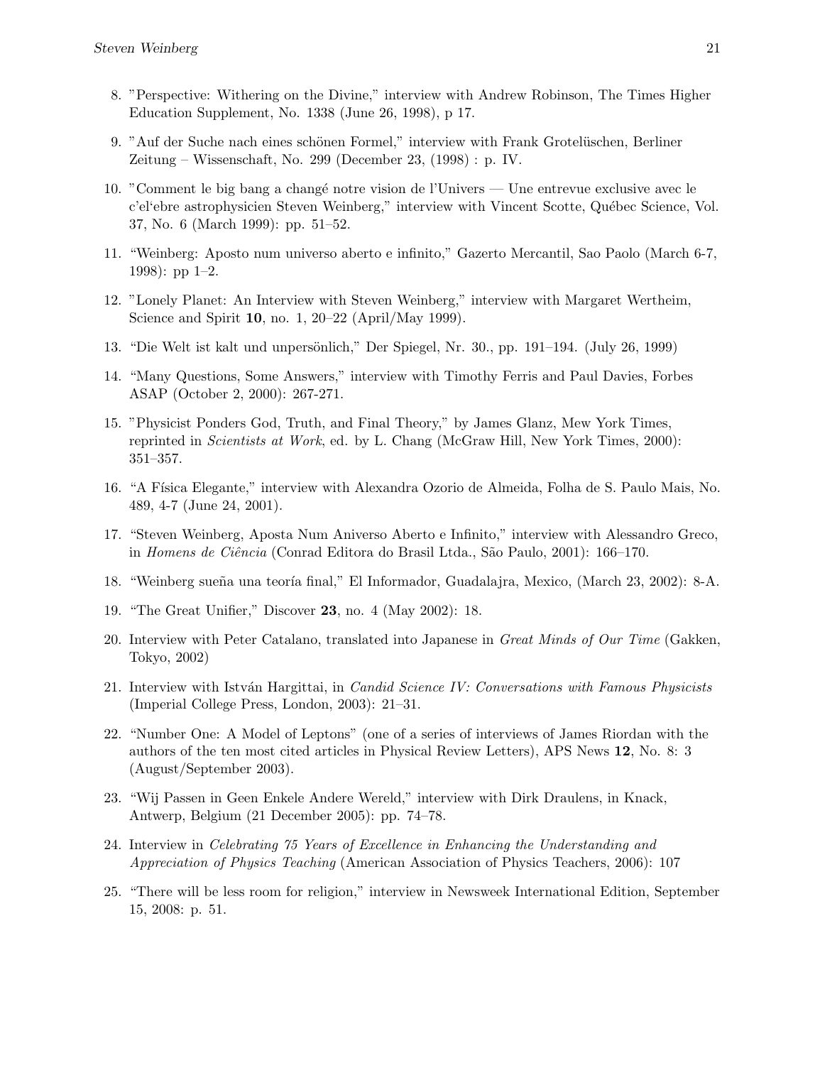8. "Perspective: Withering on the Divine," interview with Andrew Robinson, The Times Higher Education Supplement, No. 1338 (June 26, 1998), p 17.

9. "Auf der Suche nach eines schönen Formel," interview with Frank Grotelüschen, Berliner Zeitung – Wissenschaft, No. 299 (December 23, (1998) : p. IV.

10. "Comment le big bang a changé notre vision de l'Univers — Une entrevue exclusive avec le c'el'ebre astrophysicien Steven Weinberg," interview with Vincent Scotte, Québec Science, Vol. 37, No. 6 (March 1999): pp. 51–52.

11. "Weinberg: Aposto num universo aberto e infinito," Gazerto Mercantil, Sao Paolo (March 6-7, 1998): pp 1–2.

12. "Lonely Planet: An Interview with Steven Weinberg," interview with Margaret Wertheim, Science and Spirit **10**, no. 1, 20–22 (April/May 1999).

13. "Die Welt ist kalt und unpersönlich," Der Spiegel, Nr. 30., pp. 191–194. (July 26, 1999)

14. "Many Questions, Some Answers," interview with Timothy Ferris and Paul Davies, Forbes ASAP (October 2, 2000): 267-271.

15. "Physicist Ponders God, Truth, and Final Theory," by James Glanz, Mew York Times, reprinted in *Scientists at Work*, ed. by L. Chang (McGraw Hill, New York Times, 2000): 351–357.

16. "A Física Elegante," interview with Alexandra Ozorio de Almeida, Folha de S. Paulo Mais, No. 489, 4-7 (June 24, 2001).

17. "Steven Weinberg, Aposta Num Aniverso Aberto e Infinito," interview with Alessandro Greco, in *Homens de Ciência* (Conrad Editora do Brasil Ltda., São Paulo, 2001): 166–170.

18. "Weinberg sueña una teoría final," El Informador, Guadalajra, Mexico, (March 23, 2002): 8-A.

19. "The Great Unifier," Discover **23**, no. 4 (May 2002): 18.

20. Interview with Peter Catalano, translated into Japanese in *Great Minds of Our Time* (Gakken, Tokyo, 2002)

21. Interview with István Hargittai, in *Candid Science IV: Conversations with Famous Physicists* (Imperial College Press, London, 2003): 21–31.

22. "Number One: A Model of Leptons" (one of a series of interviews of James Riordan with the authors of the ten most cited articles in Physical Review Letters), APS News **12**, No. 8: 3 (August/September 2003).

23. "Wij Passen in Geen Enkele Andere Wereld," interview with Dirk Draulens, in Knack, Antwerp, Belgium (21 December 2005): pp. 74–78.

24. Interview in *Celebrating 75 Years of Excellence in Enhancing the Understanding and Appreciation of Physics Teaching* (American Association of Physics Teachers, 2006): 107

25. "There will be less room for religion," interview in Newsweek International Edition, September 15, 2008: p. 51.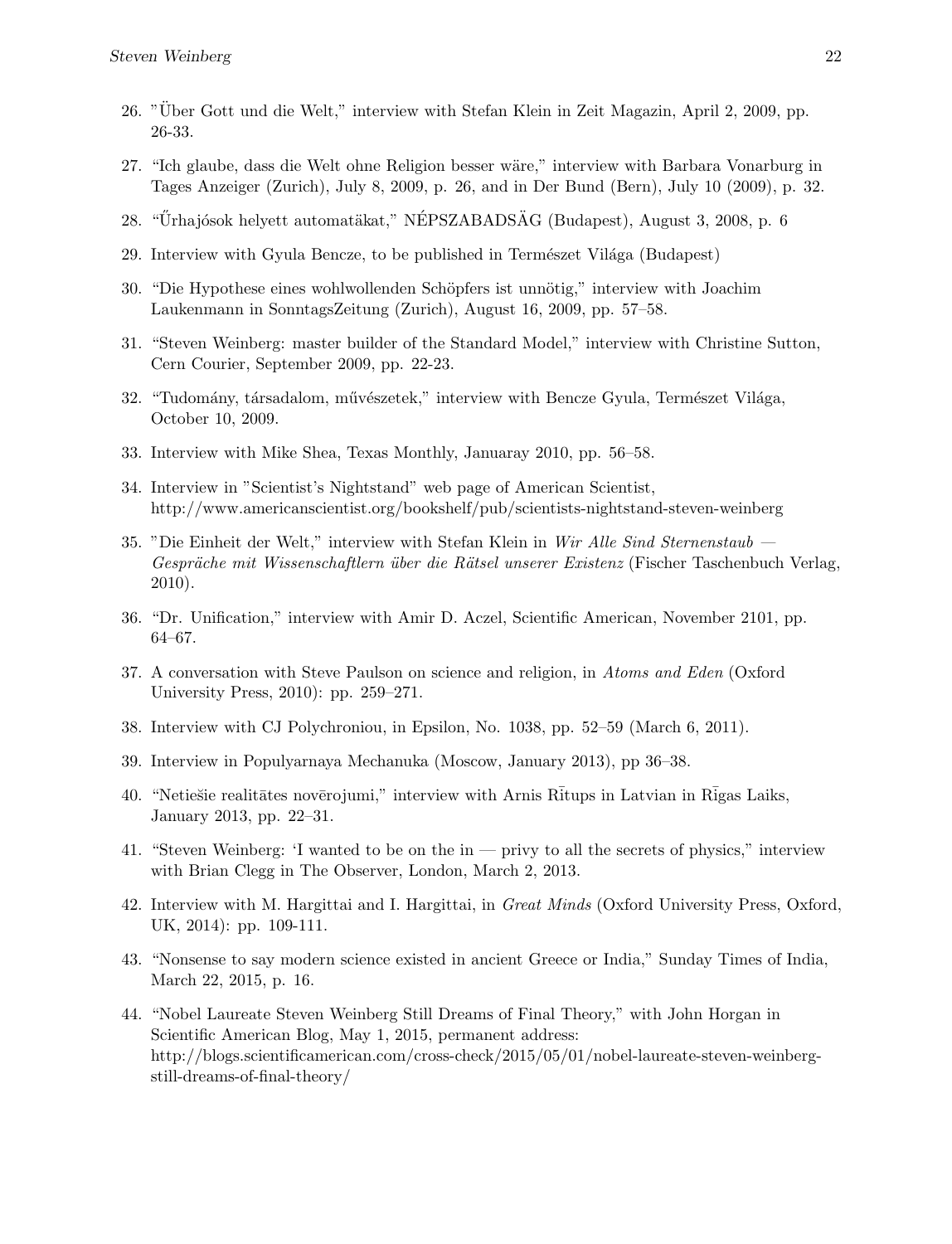26. "Über Gott und die Welt," interview with Stefan Klein in Zeit Magazin, April 2, 2009, pp. 26-33.
27. "Ich glaube, dass die Welt ohne Religion besser wäre," interview with Barbara Vonarburg in Tages Anzeiger (Zurich), July 8, 2009, p. 26, and in Der Bund (Bern), July 10 (2009), p. 32.
28. "Űrhajósok helyett automatäkat," NÉPSZABADSÄG (Budapest), August 3, 2008, p. 6
29. Interview with Gyula Bencze, to be published in Természet Világa (Budapest)
30. "Die Hypothese eines wohlwollenden Schöpfers ist unnötig," interview with Joachim Laukenmann in SonntagsZeitung (Zurich), August 16, 2009, pp. 57–58.
31. "Steven Weinberg: master builder of the Standard Model," interview with Christine Sutton, Cern Courier, September 2009, pp. 22-23.
32. "Tudomány, társadalom, művészetek," interview with Bencze Gyula, Természet Világa, October 10, 2009.
33. Interview with Mike Shea, Texas Monthly, Januaray 2010, pp. 56–58.
34. Interview in "Scientist's Nightstand" web page of American Scientist, http://www.americanscientist.org/bookshelf/pub/scientists-nightstand-steven-weinberg
35. "Die Einheit der Welt," interview with Stefan Klein in *Wir Alle Sind Sternenstaub — Gespräche mit Wissenschaftlern über die Rätsel unserer Existenz* (Fischer Taschenbuch Verlag, 2010).
36. "Dr. Unification," interview with Amir D. Aczel, Scientific American, November 2101, pp. 64–67.
37. A conversation with Steve Paulson on science and religion, in *Atoms and Eden* (Oxford University Press, 2010): pp. 259–271.
38. Interview with CJ Polychroniou, in Epsilon, No. 1038, pp. 52–59 (March 6, 2011).
39. Interview in Populyarnaya Mechanuka (Moscow, January 2013), pp 36–38.
40. "Netiešie realitātes novērojumi," interview with Arnis Rītups in Latvian in Rīgas Laiks, January 2013, pp. 22–31.
41. "Steven Weinberg: 'I wanted to be on the in — privy to all the secrets of physics," interview with Brian Clegg in The Observer, London, March 2, 2013.
42. Interview with M. Hargittai and I. Hargittai, in *Great Minds* (Oxford University Press, Oxford, UK, 2014): pp. 109-111.
43. "Nonsense to say modern science existed in ancient Greece or India," Sunday Times of India, March 22, 2015, p. 16.
44. "Nobel Laureate Steven Weinberg Still Dreams of Final Theory," with John Horgan in Scientific American Blog, May 1, 2015, permanent address: http://blogs.scientificamerican.com/cross-check/2015/05/01/nobel-laureate-steven-weinberg-still-dreams-of-final-theory/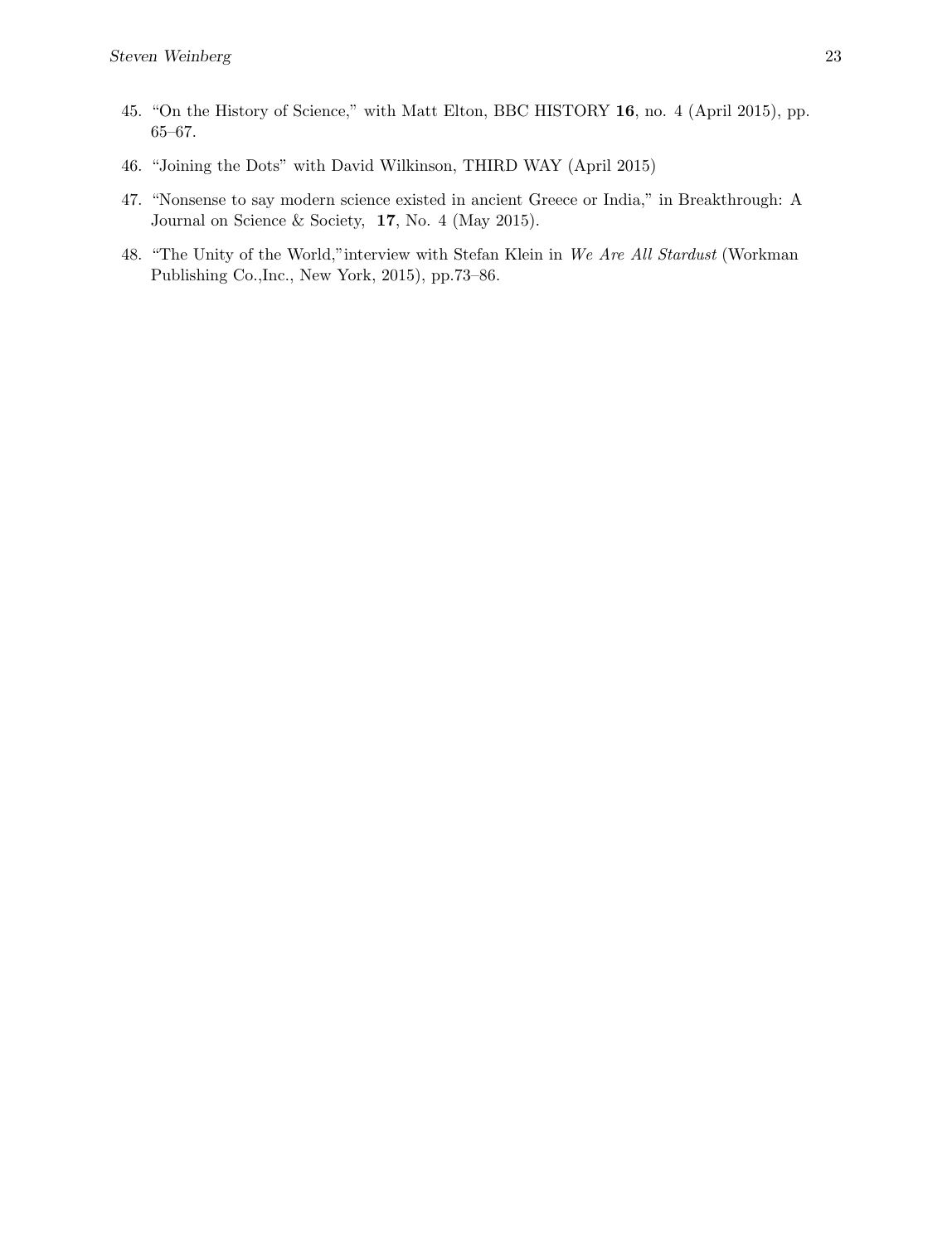45. "On the History of Science," with Matt Elton, BBC HISTORY **16**, no. 4 (April 2015), pp. 65–67.

46. "Joining the Dots" with David Wilkinson, THIRD WAY (April 2015)

47. "Nonsense to say modern science existed in ancient Greece or India," in Breakthrough: A Journal on Science & Society, **17**, No. 4 (May 2015).

48. "The Unity of the World,"interview with Stefan Klein in *We Are All Stardust* (Workman Publishing Co.,Inc., New York, 2015), pp.73–86.